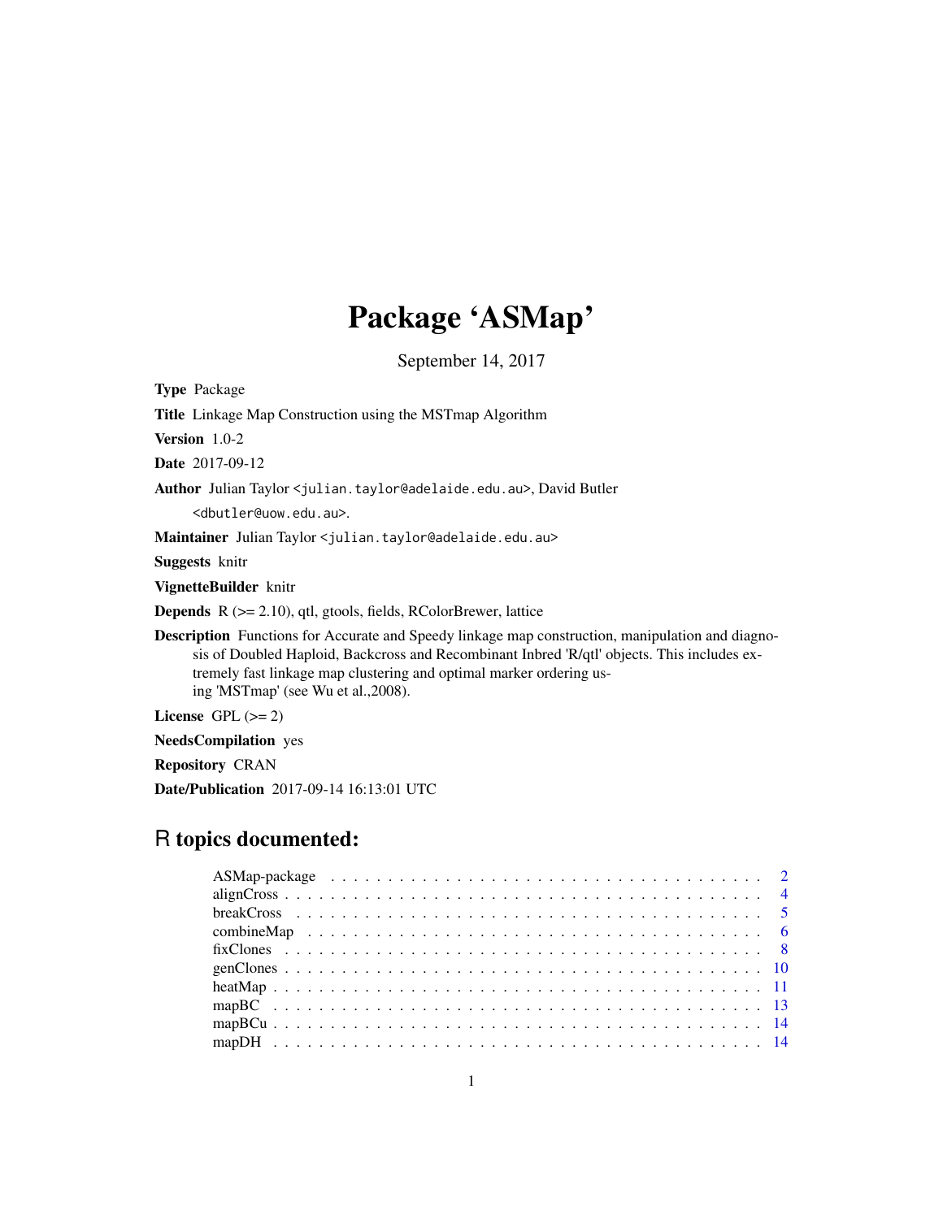# Package 'ASMap'

September 14, 2017

**Type** Package

**Title** Linkage Map Construction using the MSTmap Algorithm

**Version** 1.0-2

**Date** 2017-09-12

**Author** Julian Taylor <julian.taylor@adelaide.edu.au>, David Butler <dbutler@uow.edu.au>.

**Maintainer** Julian Taylor <julian.taylor@adelaide.edu.au>

**Suggests** knitr

**VignetteBuilder** knitr

**Depends** R (>= 2.10), qtl, gtools, fields, RColorBrewer, lattice

**Description** Functions for Accurate and Speedy linkage map construction, manipulation and diagnosis of Doubled Haploid, Backcross and Recombinant Inbred 'R/qtl' objects. This includes extremely fast linkage map clustering and optimal marker ordering using 'MSTmap' (see Wu et al.,2008).

**License** GPL (>= 2)

**NeedsCompilation** yes

**Repository** CRAN

**Date/Publication** 2017-09-14 16:13:01 UTC

## R topics documented:

| | |
|---|---|
| ASMap-package | 2 |
| alignCross | 4 |
| breakCross | 5 |
| combineMap | 6 |
| fixClones | 8 |
| genClones | 10 |
| heatMap | 11 |
| mapBC | 13 |
| mapBCu | 14 |
| mapDH | 14 |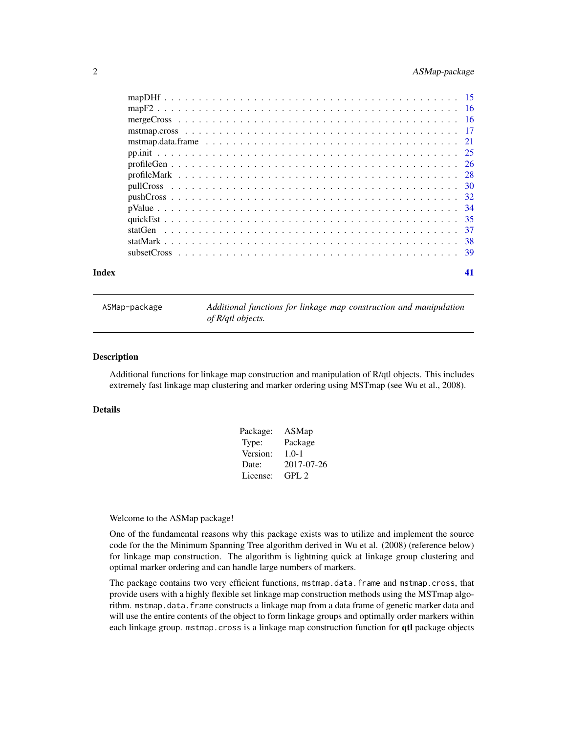| | |
|---|---|
| mapDHf | 15 |
| mapF2 | 16 |
| mergeCross | 16 |
| mstmap.cross | 17 |
| mstmap.data.frame | 21 |
| pp.init | 25 |
| profileGen | 26 |
| profileMark | 28 |
| pullCross | 30 |
| pushCross | 32 |
| pValue | 34 |
| quickEst | 35 |
| statGen | 37 |
| statMark | 38 |
| subsetCross | 39 |

**Index** 41

---

`ASMap-package` *Additional functions for linkage map construction and manipulation of R/qtl objects.*

---

### Description

Additional functions for linkage map construction and manipulation of R/qtl objects. This includes extremely fast linkage map clustering and marker ordering using MSTmap (see Wu et al., 2008).

### Details

| | |
|---|---|
| Package: | ASMap |
| Type: | Package |
| Version: | 1.0-1 |
| Date: | 2017-07-26 |
| License: | GPL 2 |

Welcome to the ASMap package!

One of the fundamental reasons why this package exists was to utilize and implement the source code for the the Minimum Spanning Tree algorithm derived in Wu et al. (2008) (reference below) for linkage map construction. The algorithm is lightning quick at linkage group clustering and optimal marker ordering and can handle large numbers of markers.

The package contains two very efficient functions, `mstmap.data.frame` and `mstmap.cross`, that provide users with a highly flexible set linkage map construction methods using the MSTmap algorithm. `mstmap.data.frame` constructs a linkage map from a data frame of genetic marker data and will use the entire contents of the object to form linkage groups and optimally order markers within each linkage group. `mstmap.cross` is a linkage map construction function for **qtl** package objects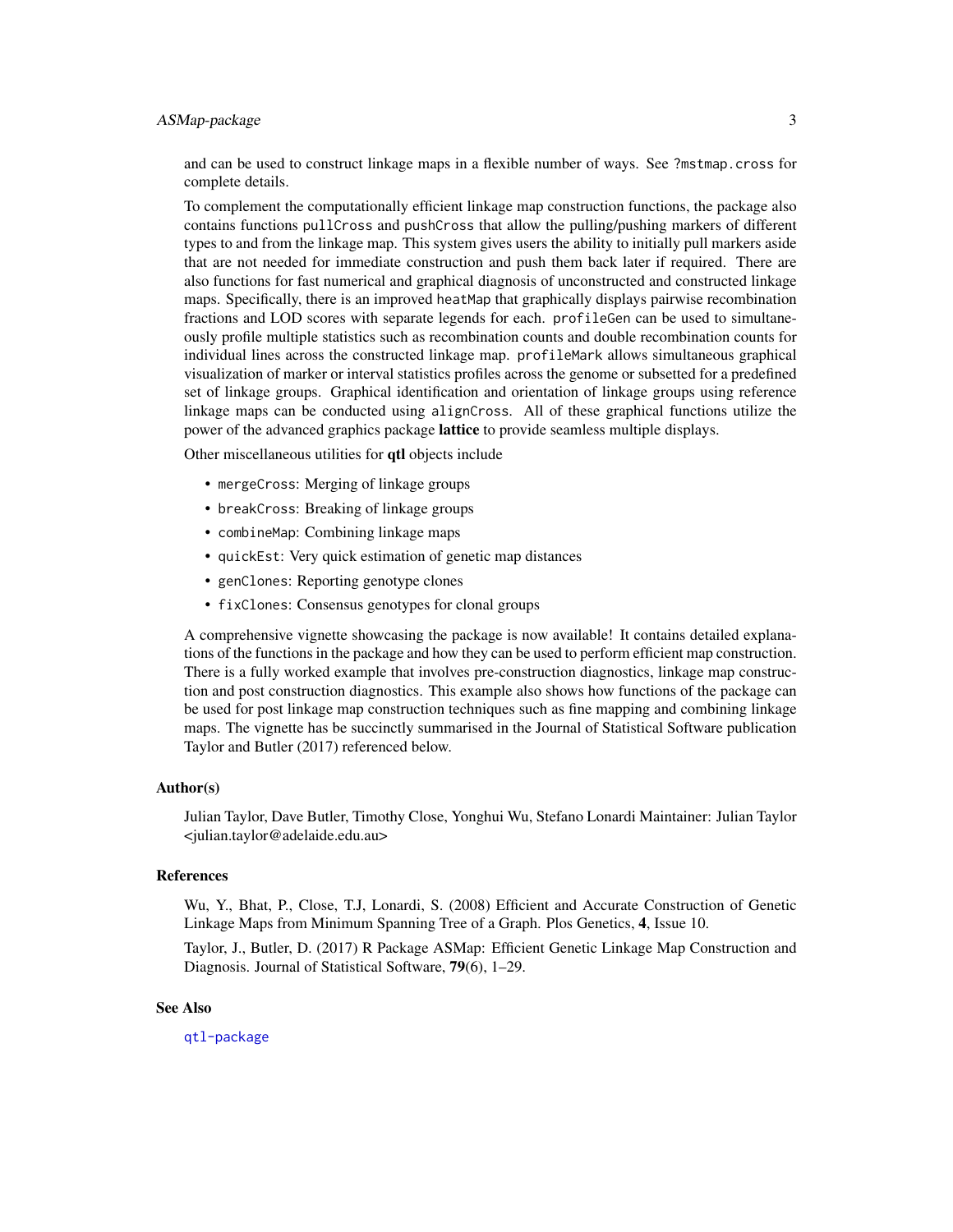and can be used to construct linkage maps in a flexible number of ways. See `?mstmap.cross` for complete details.

To complement the computationally efficient linkage map construction functions, the package also contains functions `pullCross` and `pushCross` that allow the pulling/pushing markers of different types to and from the linkage map. This system gives users the ability to initially pull markers aside that are not needed for immediate construction and push them back later if required. There are also functions for fast numerical and graphical diagnosis of unconstructed and constructed linkage maps. Specifically, there is an improved `heatMap` that graphically displays pairwise recombination fractions and LOD scores with separate legends for each. `profileGen` can be used to simultaneously profile multiple statistics such as recombination counts and double recombination counts for individual lines across the constructed linkage map. `profileMark` allows simultaneous graphical visualization of marker or interval statistics profiles across the genome or subsetted for a predefined set of linkage groups. Graphical identification and orientation of linkage groups using reference linkage maps can be conducted using `alignCross`. All of these graphical functions utilize the power of the advanced graphics package **lattice** to provide seamless multiple displays.

Other miscellaneous utilities for **qtl** objects include

- `mergeCross`: Merging of linkage groups
- `breakCross`: Breaking of linkage groups
- `combineMap`: Combining linkage maps
- `quickEst`: Very quick estimation of genetic map distances
- `genClones`: Reporting genotype clones
- `fixClones`: Consensus genotypes for clonal groups

A comprehensive vignette showcasing the package is now available! It contains detailed explanations of the functions in the package and how they can be used to perform efficient map construction. There is a fully worked example that involves pre-construction diagnostics, linkage map construction and post construction diagnostics. This example also shows how functions of the package can be used for post linkage map construction techniques such as fine mapping and combining linkage maps. The vignette has be succinctly summarised in the Journal of Statistical Software publication Taylor and Butler (2017) referenced below.

### Author(s)

Julian Taylor, Dave Butler, Timothy Close, Yonghui Wu, Stefano Lonardi Maintainer: Julian Taylor <julian.taylor@adelaide.edu.au>

### References

Wu, Y., Bhat, P., Close, T.J, Lonardi, S. (2008) Efficient and Accurate Construction of Genetic Linkage Maps from Minimum Spanning Tree of a Graph. Plos Genetics, **4**, Issue 10.

Taylor, J., Butler, D. (2017) R Package ASMap: Efficient Genetic Linkage Map Construction and Diagnosis. Journal of Statistical Software, **79**(6), 1–29.

### See Also

`qtl-package`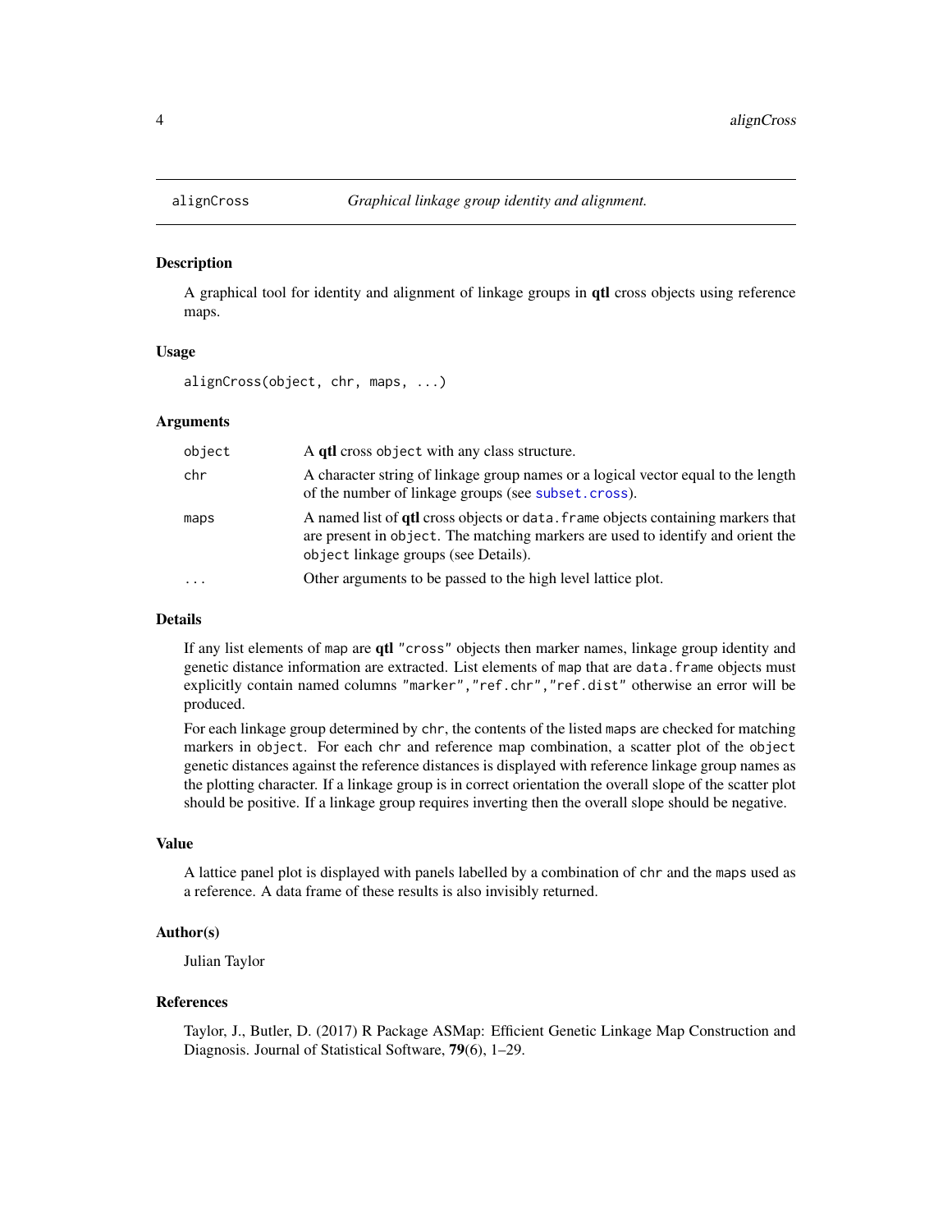# alignCross — *Graphical linkage group identity and alignment.*

## Description

A graphical tool for identity and alignment of linkage groups in **qtl** cross objects using reference maps.

## Usage

```
alignCross(object, chr, maps, ...)
```

## Arguments

| | |
|---|---|
| `object` | A **qtl** cross `object` with any class structure. |
| `chr` | A character string of linkage group names or a logical vector equal to the length of the number of linkage groups (see `subset.cross`). |
| `maps` | A named list of **qtl** cross objects or `data.frame` objects containing markers that are present in `object`. The matching markers are used to identify and orient the `object` linkage groups (see Details). |
| `...` | Other arguments to be passed to the high level lattice plot. |

## Details

If any list elements of `map` are **qtl** `"cross"` objects then marker names, linkage group identity and genetic distance information are extracted. List elements of `map` that are `data.frame` objects must explicitly contain named columns `"marker"`,`"ref.chr"`,`"ref.dist"` otherwise an error will be produced.

For each linkage group determined by `chr`, the contents of the listed `maps` are checked for matching markers in `object`. For each `chr` and reference map combination, a scatter plot of the `object` genetic distances against the reference distances is displayed with reference linkage group names as the plotting character. If a linkage group is in correct orientation the overall slope of the scatter plot should be positive. If a linkage group requires inverting then the overall slope should be negative.

## Value

A lattice panel plot is displayed with panels labelled by a combination of `chr` and the `maps` used as a reference. A data frame of these results is also invisibly returned.

## Author(s)

Julian Taylor

## References

Taylor, J., Butler, D. (2017) R Package ASMap: Efficient Genetic Linkage Map Construction and Diagnosis. Journal of Statistical Software, **79**(6), 1–29.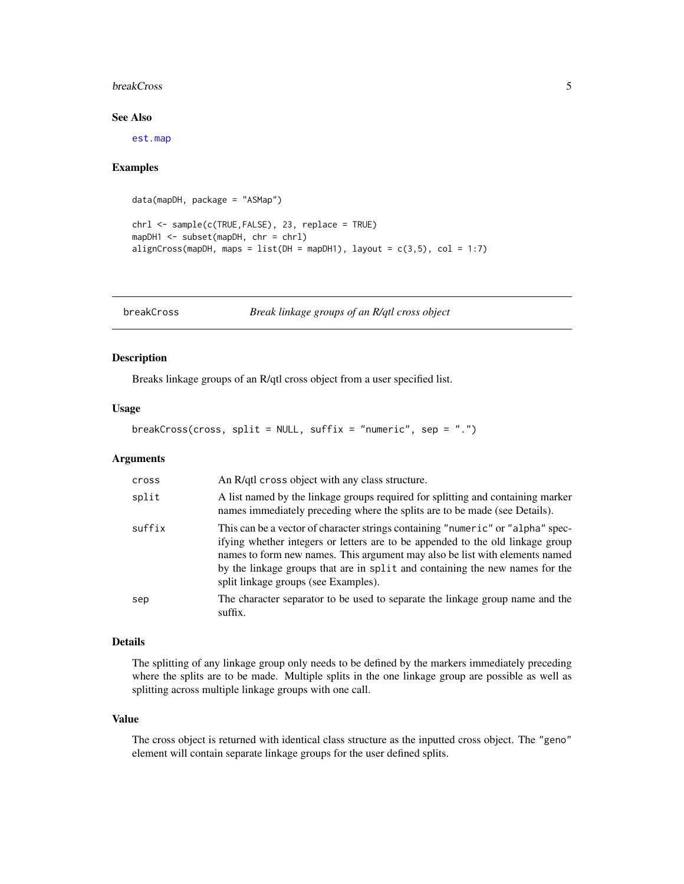## See Also

est.map

## Examples

```
data(mapDH, package = "ASMap")

chrl <- sample(c(TRUE,FALSE), 23, replace = TRUE)
mapDH1 <- subset(mapDH, chr = chrl)
alignCross(mapDH, maps = list(DH = mapDH1), layout = c(3,5), col = 1:7)
```

---

# breakCross — *Break linkage groups of an R/qtl cross object*

## Description

Breaks linkage groups of an R/qtl cross object from a user specified list.

## Usage

```
breakCross(cross, split = NULL, suffix = "numeric", sep = ".")
```

## Arguments

| | |
|---|---|
| `cross` | An R/qtl `cross` object with any class structure. |
| `split` | A list named by the linkage groups required for splitting and containing marker names immediately preceding where the splits are to be made (see Details). |
| `suffix` | This can be a vector of character strings containing `"numeric"` or `"alpha"` specifying whether integers or letters are to be appended to the old linkage group names to form new names. This argument may also be list with elements named by the linkage groups that are in `split` and containing the new names for the split linkage groups (see Examples). |
| `sep` | The character separator to be used to separate the linkage group name and the suffix. |

## Details

The splitting of any linkage group only needs to be defined by the markers immediately preceding where the splits are to be made. Multiple splits in the one linkage group are possible as well as splitting across multiple linkage groups with one call.

## Value

The cross object is returned with identical class structure as the inputted cross object. The `"geno"` element will contain separate linkage groups for the user defined splits.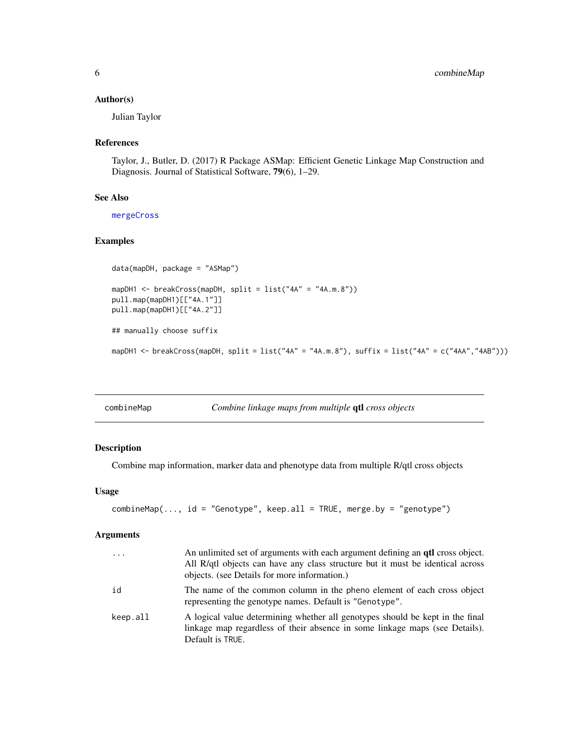### Author(s)

Julian Taylor

### References

Taylor, J., Butler, D. (2017) R Package ASMap: Efficient Genetic Linkage Map Construction and Diagnosis. Journal of Statistical Software, **79**(6), 1–29.

### See Also

mergeCross

### Examples

```
data(mapDH, package = "ASMap")

mapDH1 <- breakCross(mapDH, split = list("4A" = "4A.m.8"))
pull.map(mapDH1)[["4A.1"]]
pull.map(mapDH1)[["4A.2"]]

## manually choose suffix

mapDH1 <- breakCross(mapDH, split = list("4A" = "4A.m.8"), suffix = list("4A" = c("4AA","4AB")))
```

---

## combineMap — *Combine linkage maps from multiple* **qtl** *cross objects*

---

### Description

Combine map information, marker data and phenotype data from multiple R/qtl cross objects

### Usage

```
combineMap(..., id = "Genotype", keep.all = TRUE, merge.by = "genotype")
```

### Arguments

| | |
|---|---|
| `...` | An unlimited set of arguments with each argument defining an **qtl** cross object. All R/qtl objects can have any class structure but it must be identical across objects. (see Details for more information.) |
| `id` | The name of the common column in the pheno element of each cross object representing the genotype names. Default is "Genotype". |
| `keep.all` | A logical value determining whether all genotypes should be kept in the final linkage map regardless of their absence in some linkage maps (see Details). Default is TRUE. |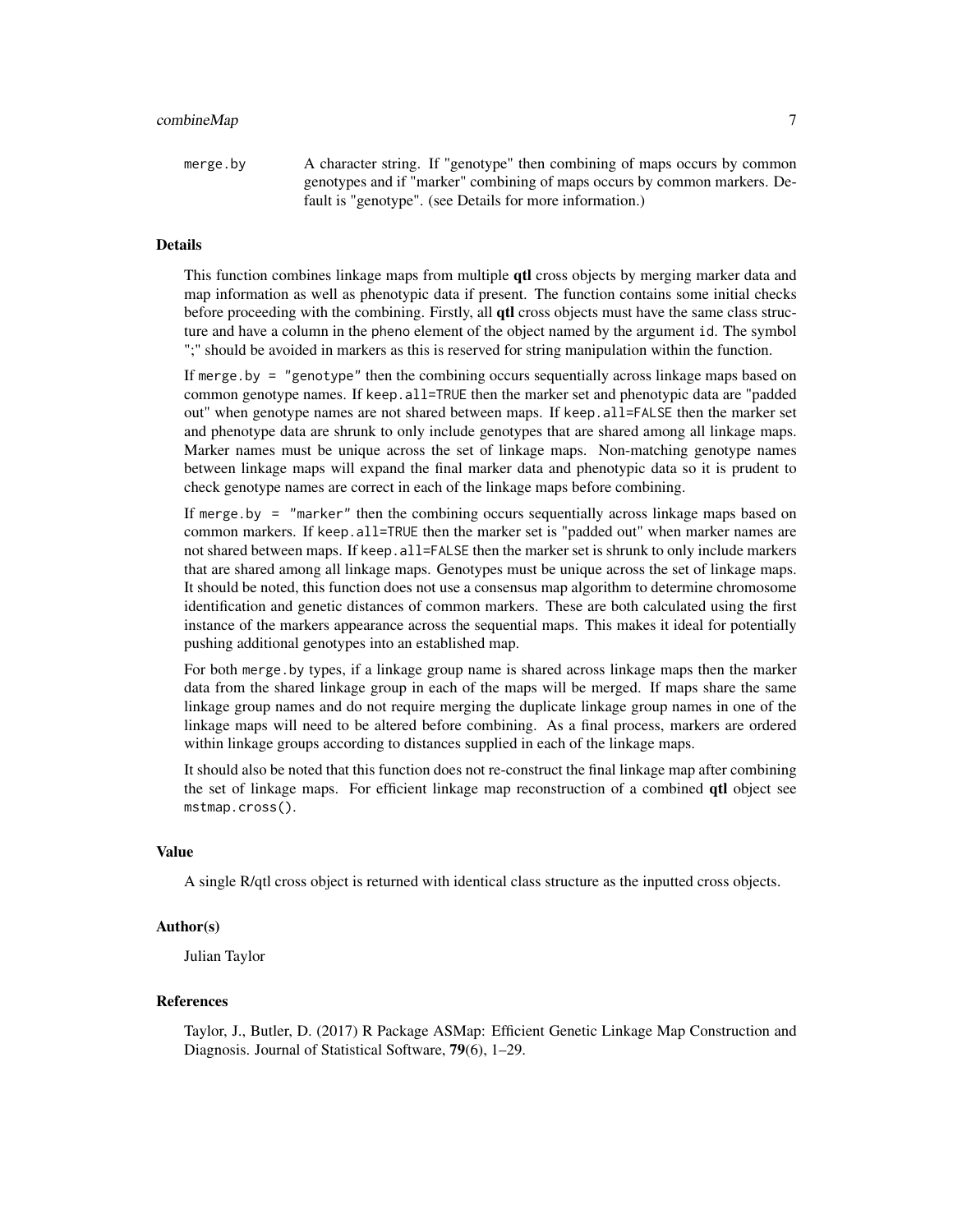merge.by    A character string. If "genotype" then combining of maps occurs by common genotypes and if "marker" combining of maps occurs by common markers. Default is "genotype". (see Details for more information.)

### Details

This function combines linkage maps from multiple **qtl** cross objects by merging marker data and map information as well as phenotypic data if present. The function contains some initial checks before proceeding with the combining. Firstly, all **qtl** cross objects must have the same class structure and have a column in the `pheno` element of the object named by the argument `id`. The symbol ";" should be avoided in markers as this is reserved for string manipulation within the function.

If `merge.by = "genotype"` then the combining occurs sequentially across linkage maps based on common genotype names. If `keep.all=TRUE` then the marker set and phenotypic data are "padded out" when genotype names are not shared between maps. If `keep.all=FALSE` then the marker set and phenotype data are shrunk to only include genotypes that are shared among all linkage maps. Marker names must be unique across the set of linkage maps. Non-matching genotype names between linkage maps will expand the final marker data and phenotypic data so it is prudent to check genotype names are correct in each of the linkage maps before combining.

If `merge.by = "marker"` then the combining occurs sequentially across linkage maps based on common markers. If `keep.all=TRUE` then the marker set is "padded out" when marker names are not shared between maps. If `keep.all=FALSE` then the marker set is shrunk to only include markers that are shared among all linkage maps. Genotypes must be unique across the set of linkage maps. It should be noted, this function does not use a consensus map algorithm to determine chromosome identification and genetic distances of common markers. These are both calculated using the first instance of the markers appearance across the sequential maps. This makes it ideal for potentially pushing additional genotypes into an established map.

For both `merge.by` types, if a linkage group name is shared across linkage maps then the marker data from the shared linkage group in each of the maps will be merged. If maps share the same linkage group names and do not require merging the duplicate linkage group names in one of the linkage maps will need to be altered before combining. As a final process, markers are ordered within linkage groups according to distances supplied in each of the linkage maps.

It should also be noted that this function does not re-construct the final linkage map after combining the set of linkage maps. For efficient linkage map reconstruction of a combined **qtl** object see `mstmap.cross()`.

### Value

A single R/qtl cross object is returned with identical class structure as the inputted cross objects.

### Author(s)

Julian Taylor

### References

Taylor, J., Butler, D. (2017) R Package ASMap: Efficient Genetic Linkage Map Construction and Diagnosis. Journal of Statistical Software, **79**(6), 1–29.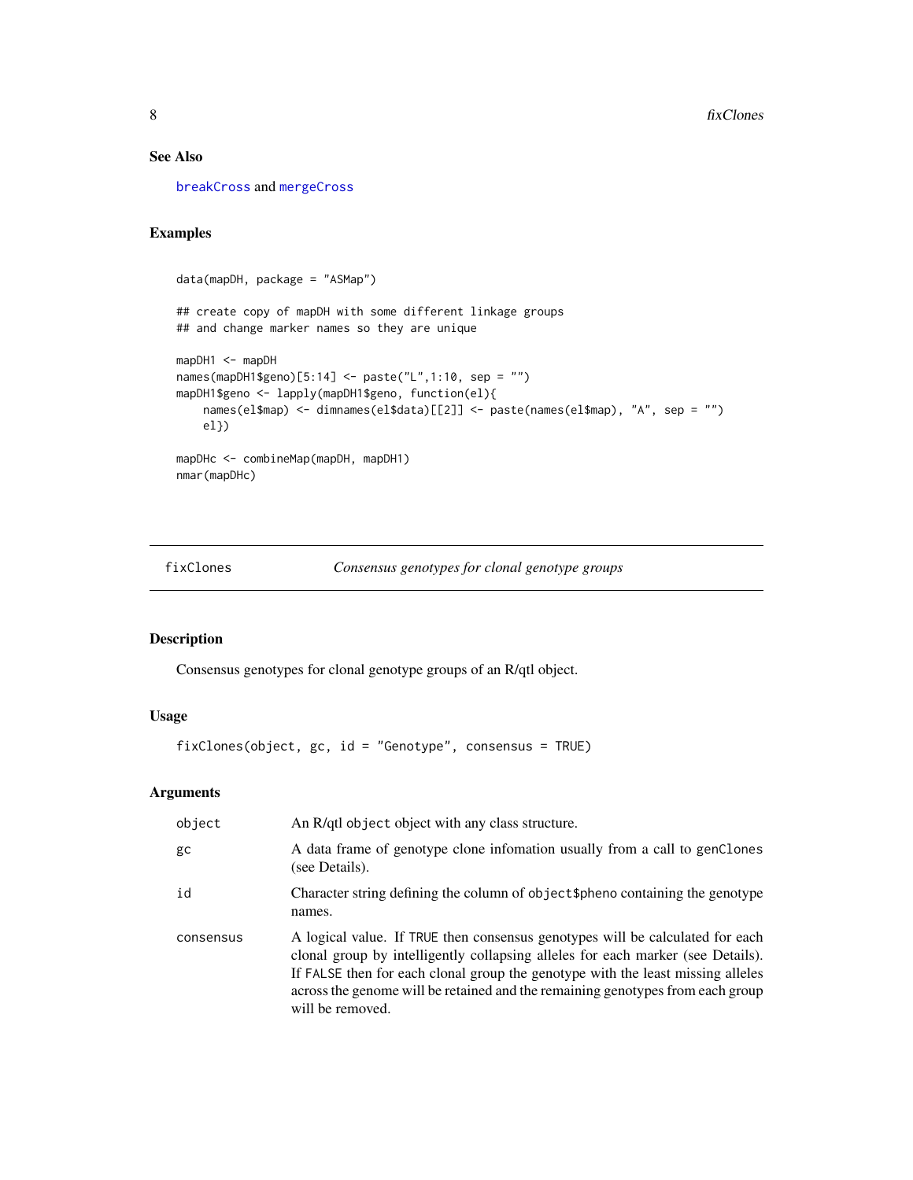### See Also

breakCross and mergeCross

### Examples

```
data(mapDH, package = "ASMap")

## create copy of mapDH with some different linkage groups
## and change marker names so they are unique

mapDH1 <- mapDH
names(mapDH1$geno)[5:14] <- paste("L",1:10, sep = "")
mapDH1$geno <- lapply(mapDH1$geno, function(el){
    names(el$map) <- dimnames(el$data)[[2]] <- paste(names(el$map), "A", sep = "")
    el})

mapDHc <- combineMap(mapDH, mapDH1)
nmar(mapDHc)
```

---

## fixClones *Consensus genotypes for clonal genotype groups*

### Description

Consensus genotypes for clonal genotype groups of an R/qtl object.

### Usage

```
fixClones(object, gc, id = "Genotype", consensus = TRUE)
```

### Arguments

| | |
|---|---|
| `object` | An R/qtl `object` object with any class structure. |
| `gc` | A data frame of genotype clone infomation usually from a call to `genClones` (see Details). |
| `id` | Character string defining the column of `object$pheno` containing the genotype names. |
| `consensus` | A logical value. If `TRUE` then consensus genotypes will be calculated for each clonal group by intelligently collapsing alleles for each marker (see Details). If `FALSE` then for each clonal group the genotype with the least missing alleles across the genome will be retained and the remaining genotypes from each group will be removed. |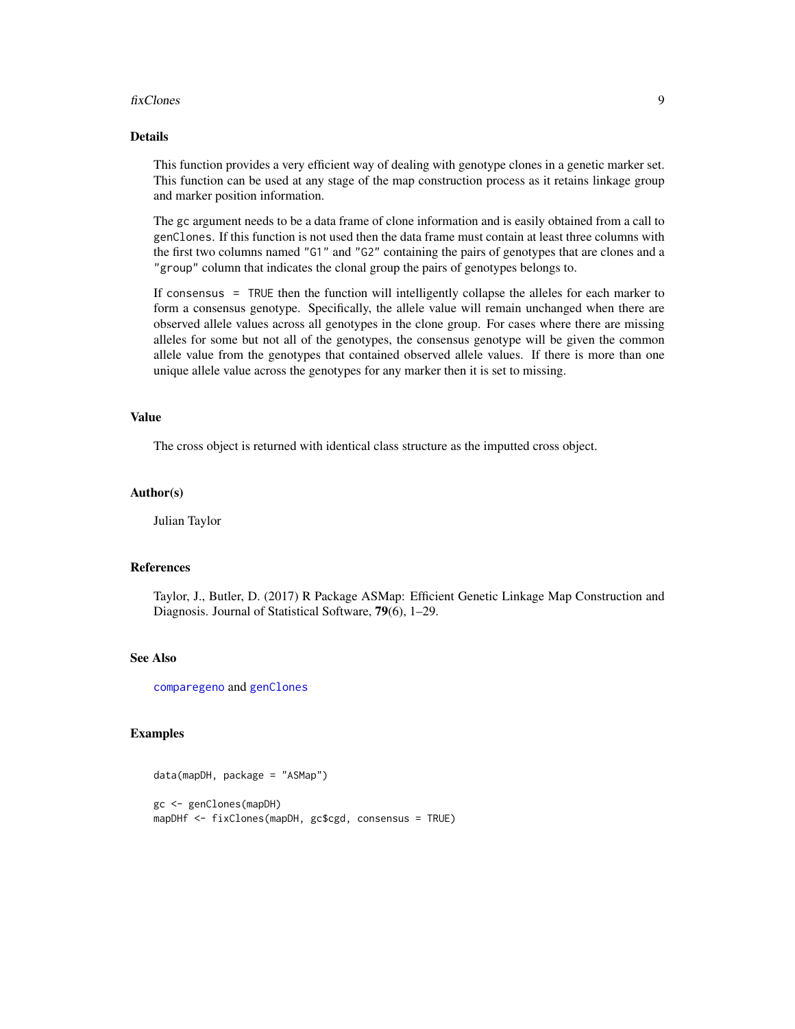## Details

This function provides a very efficient way of dealing with genotype clones in a genetic marker set. This function can be used at any stage of the map construction process as it retains linkage group and marker position information.

The `gc` argument needs to be a data frame of clone information and is easily obtained from a call to `genClones`. If this function is not used then the data frame must contain at least three columns with the first two columns named `"G1"` and `"G2"` containing the pairs of genotypes that are clones and a `"group"` column that indicates the clonal group the pairs of genotypes belongs to.

If `consensus = TRUE` then the function will intelligently collapse the alleles for each marker to form a consensus genotype. Specifically, the allele value will remain unchanged when there are observed allele values across all genotypes in the clone group. For cases where there are missing alleles for some but not all of the genotypes, the consensus genotype will be given the common allele value from the genotypes that contained observed allele values. If there is more than one unique allele value across the genotypes for any marker then it is set to missing.

## Value

The cross object is returned with identical class structure as the imputted cross object.

## Author(s)

Julian Taylor

## References

Taylor, J., Butler, D. (2017) R Package ASMap: Efficient Genetic Linkage Map Construction and Diagnosis. Journal of Statistical Software, **79**(6), 1–29.

## See Also

`comparegeno` and `genClones`

## Examples

```
data(mapDH, package = "ASMap")

gc <- genClones(mapDH)
mapDHf <- fixClones(mapDH, gc$cgd, consensus = TRUE)
```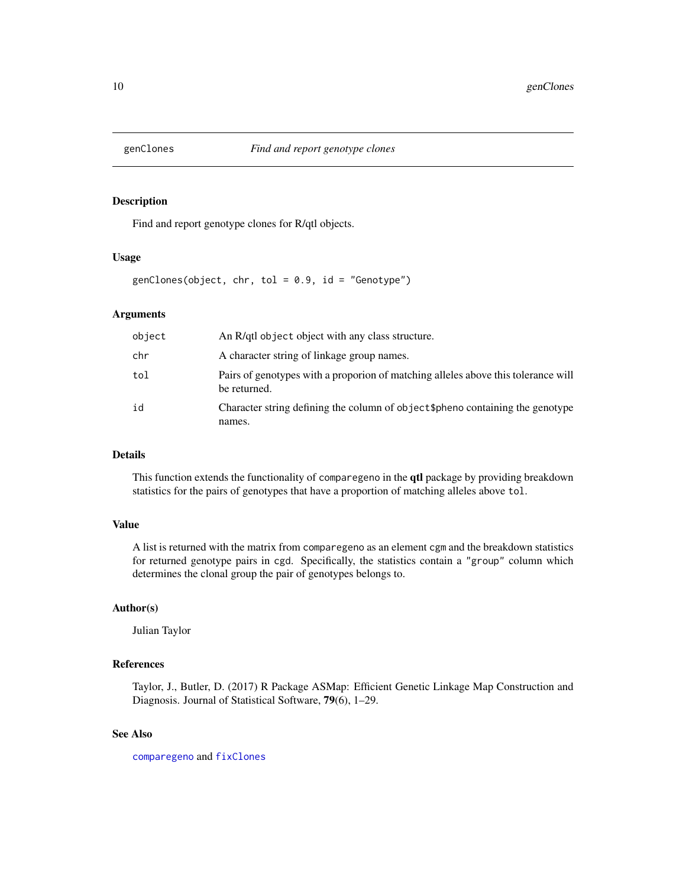# genClones — *Find and report genotype clones*

## Description

Find and report genotype clones for R/qtl objects.

## Usage

```
genClones(object, chr, tol = 0.9, id = "Genotype")
```

## Arguments

| | |
|---|---|
| `object` | An R/qtl `object` object with any class structure. |
| `chr` | A character string of linkage group names. |
| `tol` | Pairs of genotypes with a proporion of matching alleles above this tolerance will be returned. |
| `id` | Character string defining the column of `object$pheno` containing the genotype names. |

## Details

This function extends the functionality of `comparegeno` in the **qtl** package by providing breakdown statistics for the pairs of genotypes that have a proportion of matching alleles above `tol`.

## Value

A list is returned with the matrix from `comparegeno` as an element `cgm` and the breakdown statistics for returned genotype pairs in `cgd`. Specifically, the statistics contain a `"group"` column which determines the clonal group the pair of genotypes belongs to.

## Author(s)

Julian Taylor

## References

Taylor, J., Butler, D. (2017) R Package ASMap: Efficient Genetic Linkage Map Construction and Diagnosis. Journal of Statistical Software, **79**(6), 1–29.

## See Also

`comparegeno` and `fixClones`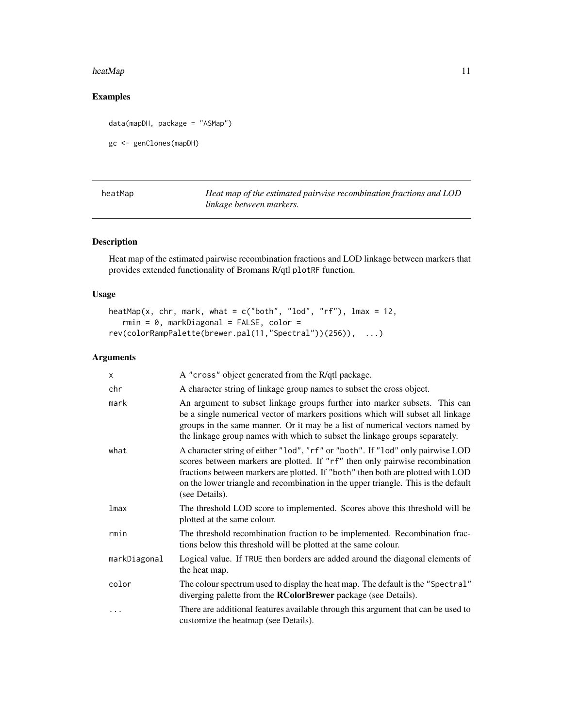## Examples

```
data(mapDH, package = "ASMap")

gc <- genClones(mapDH)
```

---

heatMap — *Heat map of the estimated pairwise recombination fractions and LOD linkage between markers.*

---

## Description

Heat map of the estimated pairwise recombination fractions and LOD linkage between markers that provides extended functionality of Bromans R/qtl `plotRF` function.

## Usage

```
heatMap(x, chr, mark, what = c("both", "lod", "rf"), lmax = 12,
   rmin = 0, markDiagonal = FALSE, color =
rev(colorRampPalette(brewer.pal(11,"Spectral"))(256)),  ...)
```

## Arguments

| | |
|---|---|
| `x` | A "cross" object generated from the R/qtl package. |
| `chr` | A character string of linkage group names to subset the cross object. |
| `mark` | An argument to subset linkage groups further into marker subsets. This can be a single numerical vector of markers positions which will subset all linkage groups in the same manner. Or it may be a list of numerical vectors named by the linkage group names with which to subset the linkage groups separately. |
| `what` | A character string of either "lod", "rf" or "both". If "lod" only pairwise LOD scores between markers are plotted. If "rf" then only pairwise recombination fractions between markers are plotted. If "both" then both are plotted with LOD on the lower triangle and recombination in the upper triangle. This is the default (see Details). |
| `lmax` | The threshold LOD score to implemented. Scores above this threshold will be plotted at the same colour. |
| `rmin` | The threshold recombination fraction to be implemented. Recombination fractions below this threshold will be plotted at the same colour. |
| `markDiagonal` | Logical value. If TRUE then borders are added around the diagonal elements of the heat map. |
| `color` | The colour spectrum used to display the heat map. The default is the "Spectral" diverging palette from the **RColorBrewer** package (see Details). |
| `...` | There are additional features available through this argument that can be used to customize the heatmap (see Details). |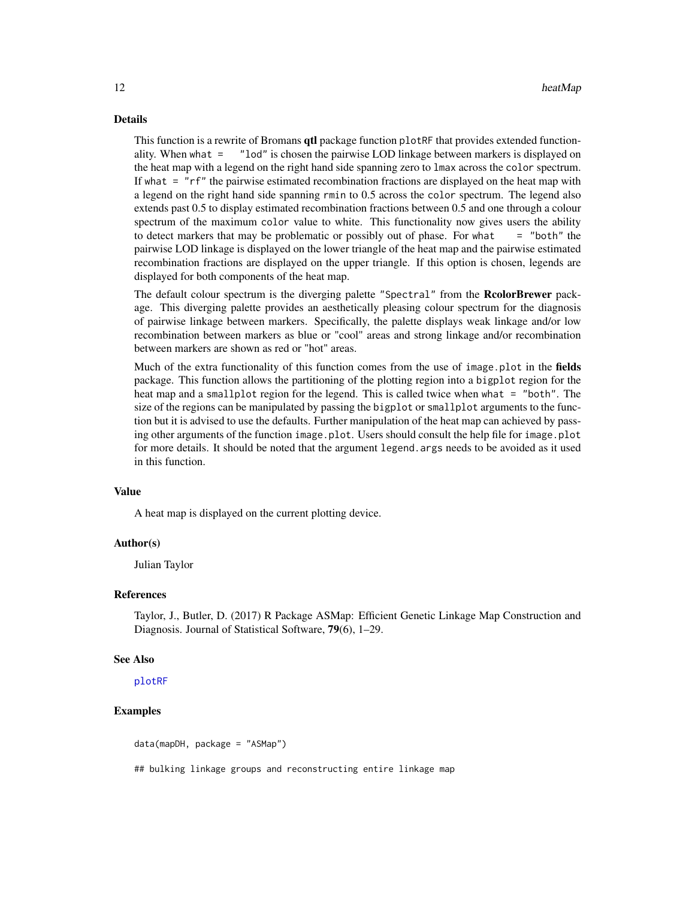## Details

This function is a rewrite of Bromans **qtl** package function `plotRF` that provides extended functionality. When `what = "lod"` is chosen the pairwise LOD linkage between markers is displayed on the heat map with a legend on the right hand side spanning zero to `lmax` across the `color` spectrum. If `what = "rf"` the pairwise estimated recombination fractions are displayed on the heat map with a legend on the right hand side spanning `rmin` to 0.5 across the `color` spectrum. The legend also extends past 0.5 to display estimated recombination fractions between 0.5 and one through a colour spectrum of the maximum `color` value to white. This functionality now gives users the ability to detect markers that may be problematic or possibly out of phase. For `what = "both"` the pairwise LOD linkage is displayed on the lower triangle of the heat map and the pairwise estimated recombination fractions are displayed on the upper triangle. If this option is chosen, legends are displayed for both components of the heat map.

The default colour spectrum is the diverging palette `"Spectral"` from the **RcolorBrewer** package. This diverging palette provides an aesthetically pleasing colour spectrum for the diagnosis of pairwise linkage between markers. Specifically, the palette displays weak linkage and/or low recombination between markers as blue or "cool" areas and strong linkage and/or recombination between markers are shown as red or "hot" areas.

Much of the extra functionality of this function comes from the use of `image.plot` in the **fields** package. This function allows the partitioning of the plotting region into a `bigplot` region for the heat map and a `smallplot` region for the legend. This is called twice when `what = "both"`. The size of the regions can be manipulated by passing the `bigplot` or `smallplot` arguments to the function but it is advised to use the defaults. Further manipulation of the heat map can achieved by passing other arguments of the function `image.plot`. Users should consult the help file for `image.plot` for more details. It should be noted that the argument `legend.args` needs to be avoided as it used in this function.

## Value

A heat map is displayed on the current plotting device.

## Author(s)

Julian Taylor

## References

Taylor, J., Butler, D. (2017) R Package ASMap: Efficient Genetic Linkage Map Construction and Diagnosis. Journal of Statistical Software, **79**(6), 1–29.

## See Also

`plotRF`

## Examples

```
data(mapDH, package = "ASMap")

## bulking linkage groups and reconstructing entire linkage map
```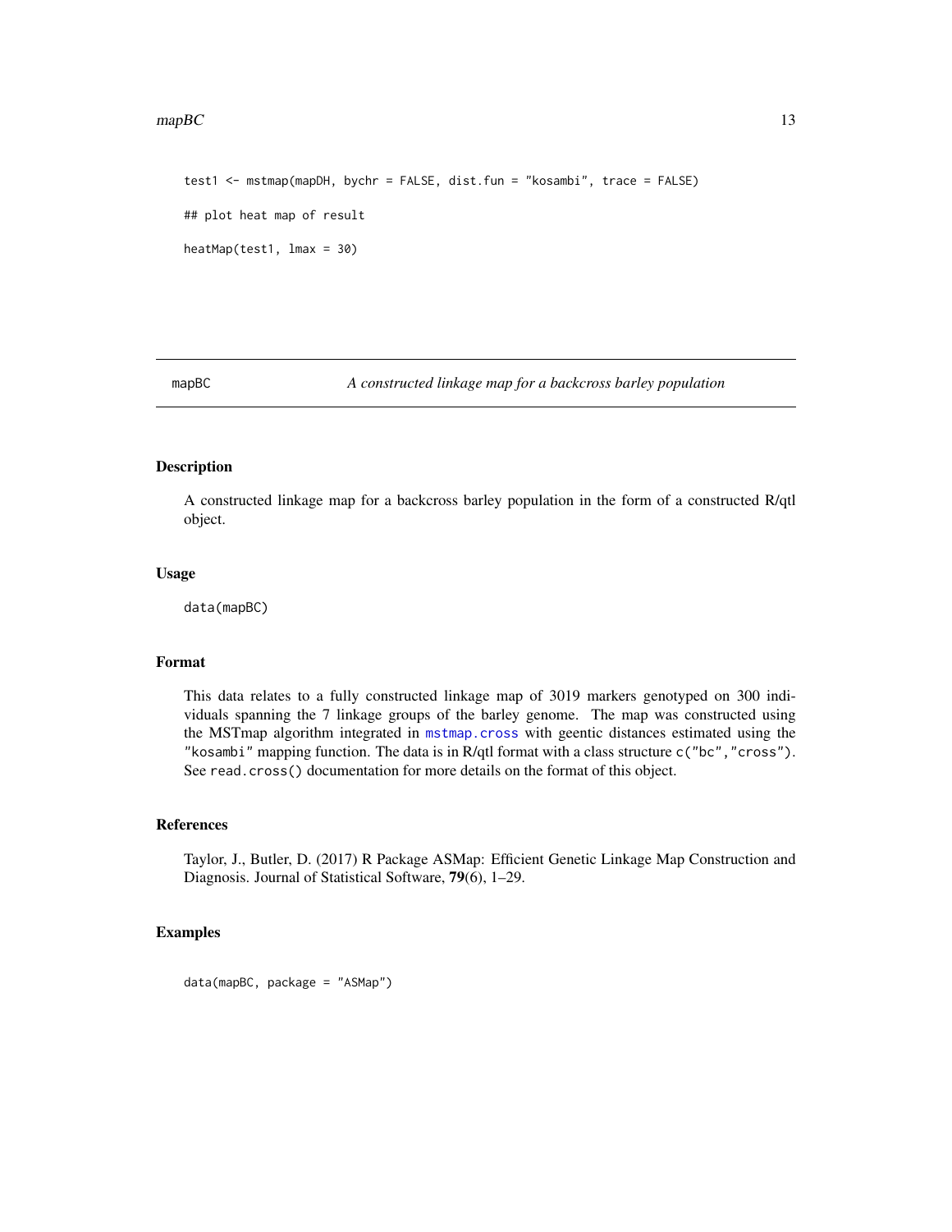```
test1 <- mstmap(mapDH, bychr = FALSE, dist.fun = "kosambi", trace = FALSE)

## plot heat map of result

heatMap(test1, lmax = 30)
```

---

## mapBC — *A constructed linkage map for a backcross barley population*

### Description

A constructed linkage map for a backcross barley population in the form of a constructed R/qtl object.

### Usage

```
data(mapBC)
```

### Format

This data relates to a fully constructed linkage map of 3019 markers genotyped on 300 individuals spanning the 7 linkage groups of the barley genome. The map was constructed using the MSTmap algorithm integrated in `mstmap.cross` with geentic distances estimated using the `"kosambi"` mapping function. The data is in R/qtl format with a class structure `c("bc","cross")`. See `read.cross()` documentation for more details on the format of this object.

### References

Taylor, J., Butler, D. (2017) R Package ASMap: Efficient Genetic Linkage Map Construction and Diagnosis. Journal of Statistical Software, **79**(6), 1–29.

### Examples

```
data(mapBC, package = "ASMap")
```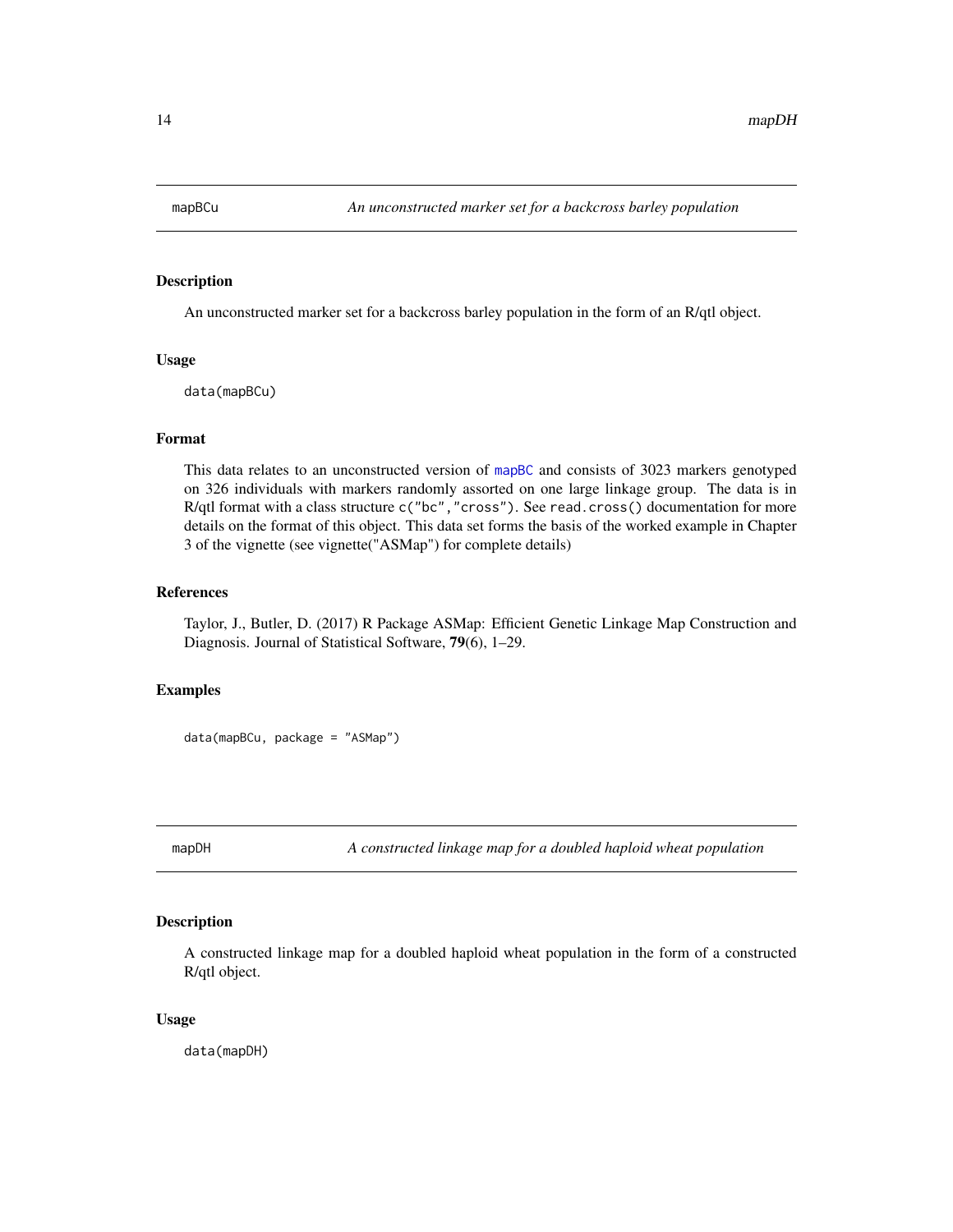## mapBCu — *An unconstructed marker set for a backcross barley population*

### Description

An unconstructed marker set for a backcross barley population in the form of an R/qtl object.

### Usage

```
data(mapBCu)
```

### Format

This data relates to an unconstructed version of mapBC and consists of 3023 markers genotyped on 326 individuals with markers randomly assorted on one large linkage group. The data is in R/qtl format with a class structure `c("bc","cross")`. See `read.cross()` documentation for more details on the format of this object. This data set forms the basis of the worked example in Chapter 3 of the vignette (see vignette("ASMap") for complete details)

### References

Taylor, J., Butler, D. (2017) R Package ASMap: Efficient Genetic Linkage Map Construction and Diagnosis. Journal of Statistical Software, **79**(6), 1–29.

### Examples

```
data(mapBCu, package = "ASMap")
```

## mapDH — *A constructed linkage map for a doubled haploid wheat population*

### Description

A constructed linkage map for a doubled haploid wheat population in the form of a constructed R/qtl object.

### Usage

```
data(mapDH)
```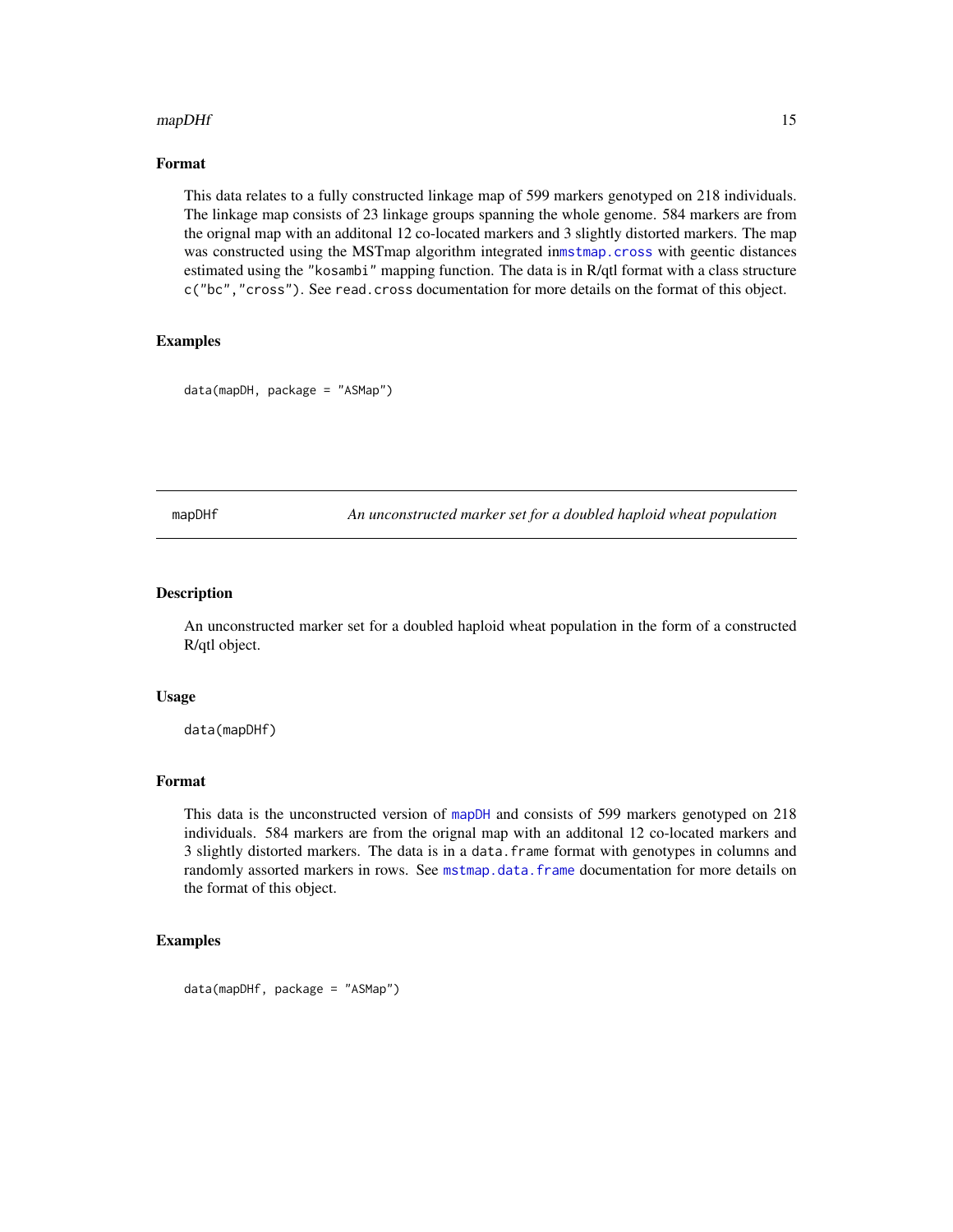### Format

This data relates to a fully constructed linkage map of 599 markers genotyped on 218 individuals. The linkage map consists of 23 linkage groups spanning the whole genome. 584 markers are from the orignal map with an additonal 12 co-located markers and 3 slightly distorted markers. The map was constructed using the MSTmap algorithm integrated inmstmap.cross with geentic distances estimated using the "kosambi" mapping function. The data is in R/qtl format with a class structure c("bc","cross"). See read.cross documentation for more details on the format of this object.

### Examples

```
data(mapDH, package = "ASMap")
```

---

## mapDHf — *An unconstructed marker set for a doubled haploid wheat population*

### Description

An unconstructed marker set for a doubled haploid wheat population in the form of a constructed R/qtl object.

### Usage

```
data(mapDHf)
```

### Format

This data is the unconstructed version of mapDH and consists of 599 markers genotyped on 218 individuals. 584 markers are from the orignal map with an additonal 12 co-located markers and 3 slightly distorted markers. The data is in a data.frame format with genotypes in columns and randomly assorted markers in rows. See mstmap.data.frame documentation for more details on the format of this object.

### Examples

```
data(mapDHf, package = "ASMap")
```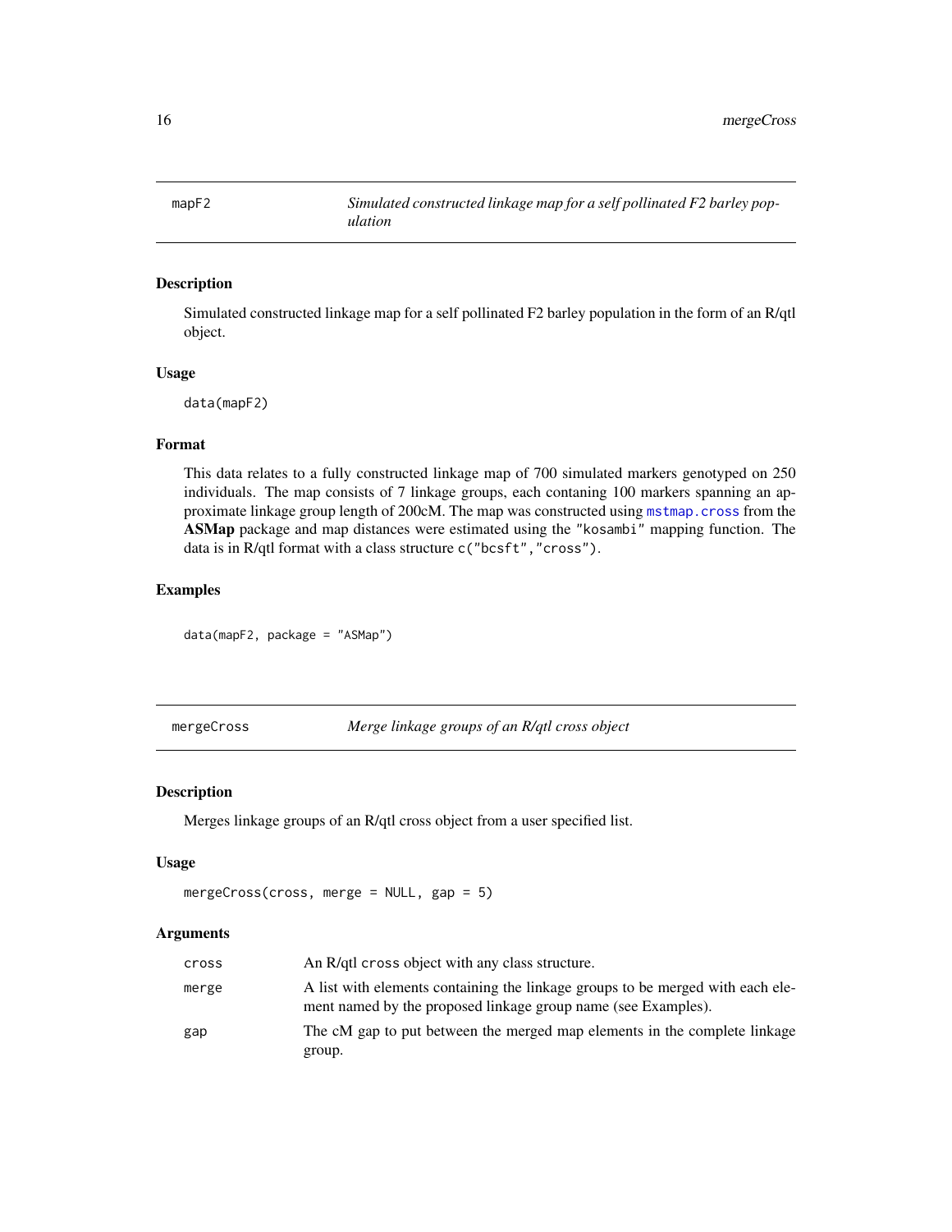## mapF2 — *Simulated constructed linkage map for a self pollinated F2 barley population*

### Description

Simulated constructed linkage map for a self pollinated F2 barley population in the form of an R/qtl object.

### Usage

```
data(mapF2)
```

### Format

This data relates to a fully constructed linkage map of 700 simulated markers genotyped on 250 individuals. The map consists of 7 linkage groups, each contaning 100 markers spanning an approximate linkage group length of 200cM. The map was constructed using `mstmap.cross` from the **ASMap** package and map distances were estimated using the `"kosambi"` mapping function. The data is in R/qtl format with a class structure `c("bcsft","cross")`.

### Examples

```
data(mapF2, package = "ASMap")
```

## mergeCross — *Merge linkage groups of an R/qtl cross object*

### Description

Merges linkage groups of an R/qtl cross object from a user specified list.

### Usage

```
mergeCross(cross, merge = NULL, gap = 5)
```

### Arguments

| | |
|---|---|
| `cross` | An R/qtl `cross` object with any class structure. |
| `merge` | A list with elements containing the linkage groups to be merged with each element named by the proposed linkage group name (see Examples). |
| `gap` | The cM gap to put between the merged map elements in the complete linkage group. |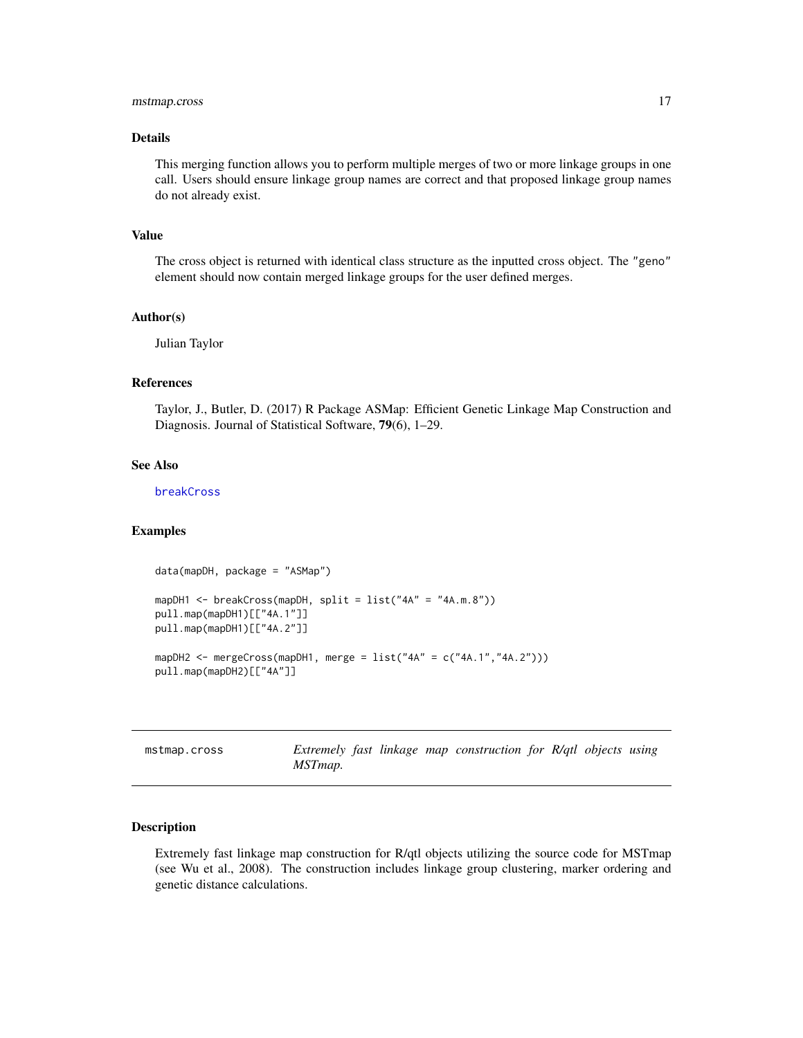### Details

This merging function allows you to perform multiple merges of two or more linkage groups in one call. Users should ensure linkage group names are correct and that proposed linkage group names do not already exist.

### Value

The cross object is returned with identical class structure as the inputted cross object. The "geno" element should now contain merged linkage groups for the user defined merges.

### Author(s)

Julian Taylor

### References

Taylor, J., Butler, D. (2017) R Package ASMap: Efficient Genetic Linkage Map Construction and Diagnosis. Journal of Statistical Software, **79**(6), 1–29.

### See Also

`breakCross`

### Examples

```
data(mapDH, package = "ASMap")

mapDH1 <- breakCross(mapDH, split = list("4A" = "4A.m.8"))
pull.map(mapDH1)[["4A.1"]]
pull.map(mapDH1)[["4A.2"]]

mapDH2 <- mergeCross(mapDH1, merge = list("4A" = c("4A.1","4A.2")))
pull.map(mapDH2)[["4A"]]
```

---

## mstmap.cross *Extremely fast linkage map construction for R/qtl objects using MSTmap.*

---

### Description

Extremely fast linkage map construction for R/qtl objects utilizing the source code for MSTmap (see Wu et al., 2008). The construction includes linkage group clustering, marker ordering and genetic distance calculations.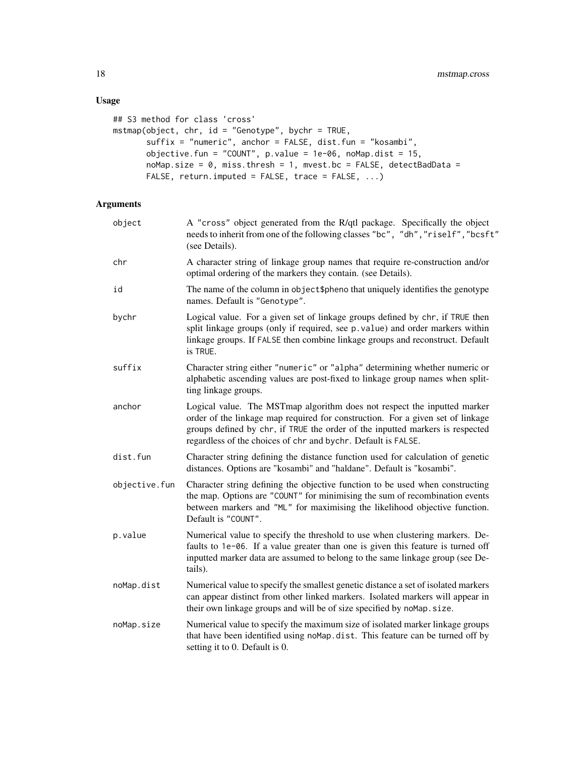## Usage

```
## S3 method for class 'cross'
mstmap(object, chr, id = "Genotype", bychr = TRUE,
       suffix = "numeric", anchor = FALSE, dist.fun = "kosambi",
       objective.fun = "COUNT", p.value = 1e-06, noMap.dist = 15,
       noMap.size = 0, miss.thresh = 1, mvest.bc = FALSE, detectBadData =
       FALSE, return.imputed = FALSE, trace = FALSE, ...)
```

## Arguments

| | |
|---|---|
| `object` | A "cross" object generated from the R/qtl package. Specifically the object needs to inherit from one of the following classes "bc", "dh","riself","bcsft" (see Details). |
| `chr` | A character string of linkage group names that require re-construction and/or optimal ordering of the markers they contain. (see Details). |
| `id` | The name of the column in object$pheno that uniquely identifies the genotype names. Default is "Genotype". |
| `bychr` | Logical value. For a given set of linkage groups defined by chr, if TRUE then split linkage groups (only if required, see p.value) and order markers within linkage groups. If FALSE then combine linkage groups and reconstruct. Default is TRUE. |
| `suffix` | Character string either "numeric" or "alpha" determining whether numeric or alphabetic ascending values are post-fixed to linkage group names when splitting linkage groups. |
| `anchor` | Logical value. The MSTmap algorithm does not respect the inputted marker order of the linkage map required for construction. For a given set of linkage groups defined by chr, if TRUE the order of the inputted markers is respected regardless of the choices of chr and bychr. Default is FALSE. |
| `dist.fun` | Character string defining the distance function used for calculation of genetic distances. Options are "kosambi" and "haldane". Default is "kosambi". |
| `objective.fun` | Character string defining the objective function to be used when constructing the map. Options are "COUNT" for minimising the sum of recombination events between markers and "ML" for maximising the likelihood objective function. Default is "COUNT". |
| `p.value` | Numerical value to specify the threshold to use when clustering markers. Defaults to 1e-06. If a value greater than one is given this feature is turned off inputted marker data are assumed to belong to the same linkage group (see Details). |
| `noMap.dist` | Numerical value to specify the smallest genetic distance a set of isolated markers can appear distinct from other linked markers. Isolated markers will appear in their own linkage groups and will be of size specified by noMap.size. |
| `noMap.size` | Numerical value to specify the maximum size of isolated marker linkage groups that have been identified using noMap.dist. This feature can be turned off by setting it to 0. Default is 0. |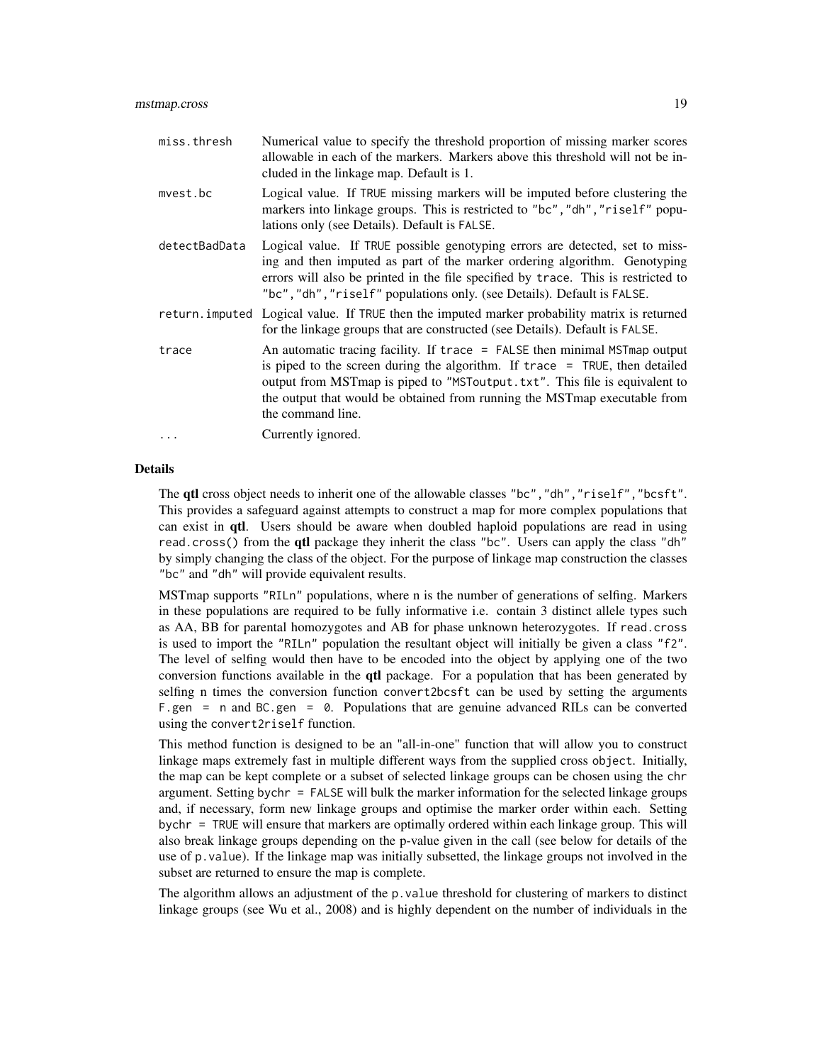| | |
|---|---|
| `miss.thresh` | Numerical value to specify the threshold proportion of missing marker scores allowable in each of the markers. Markers above this threshold will not be included in the linkage map. Default is 1. |
| `mvest.bc` | Logical value. If `TRUE` missing markers will be imputed before clustering the markers into linkage groups. This is restricted to `"bc","dh","riself"` populations only (see Details). Default is `FALSE`. |
| `detectBadData` | Logical value. If `TRUE` possible genotyping errors are detected, set to missing and then imputed as part of the marker ordering algorithm. Genotyping errors will also be printed in the file specified by `trace`. This is restricted to `"bc","dh","riself"` populations only. (see Details). Default is `FALSE`. |
| `return.imputed` | Logical value. If `TRUE` then the imputed marker probability matrix is returned for the linkage groups that are constructed (see Details). Default is `FALSE`. |
| `trace` | An automatic tracing facility. If `trace = FALSE` then minimal `MSTmap` output is piped to the screen during the algorithm. If `trace = TRUE`, then detailed output from MSTmap is piped to `"MSToutput.txt"`. This file is equivalent to the output that would be obtained from running the MSTmap executable from the command line. |
| `...` | Currently ignored. |

### Details

The **qtl** cross object needs to inherit one of the allowable classes `"bc","dh","riself","bcsft"`. This provides a safeguard against attempts to construct a map for more complex populations that can exist in **qtl**. Users should be aware when doubled haploid populations are read in using `read.cross()` from the **qtl** package they inherit the class `"bc"`. Users can apply the class `"dh"` by simply changing the class of the object. For the purpose of linkage map construction the classes `"bc"` and `"dh"` will provide equivalent results.

MSTmap supports `"RILn"` populations, where n is the number of generations of selfing. Markers in these populations are required to be fully informative i.e. contain 3 distinct allele types such as AA, BB for parental homozygotes and AB for phase unknown heterozygotes. If `read.cross` is used to import the `"RILn"` population the resultant object will initially be given a class `"f2"`. The level of selfing would then have to be encoded into the object by applying one of the two conversion functions available in the **qtl** package. For a population that has been generated by selfing n times the conversion function `convert2bcsft` can be used by setting the arguments `F.gen = n` and `BC.gen = 0`. Populations that are genuine advanced RILs can be converted using the `convert2riself` function.

This method function is designed to be an "all-in-one" function that will allow you to construct linkage maps extremely fast in multiple different ways from the supplied cross object. Initially, the map can be kept complete or a subset of selected linkage groups can be chosen using the `chr` argument. Setting `bychr = FALSE` will bulk the marker information for the selected linkage groups and, if necessary, form new linkage groups and optimise the marker order within each. Setting `bychr = TRUE` will ensure that markers are optimally ordered within each linkage group. This will also break linkage groups depending on the p-value given in the call (see below for details of the use of `p.value`). If the linkage map was initially subsetted, the linkage groups not involved in the subset are returned to ensure the map is complete.

The algorithm allows an adjustment of the `p.value` threshold for clustering of markers to distinct linkage groups (see Wu et al., 2008) and is highly dependent on the number of individuals in the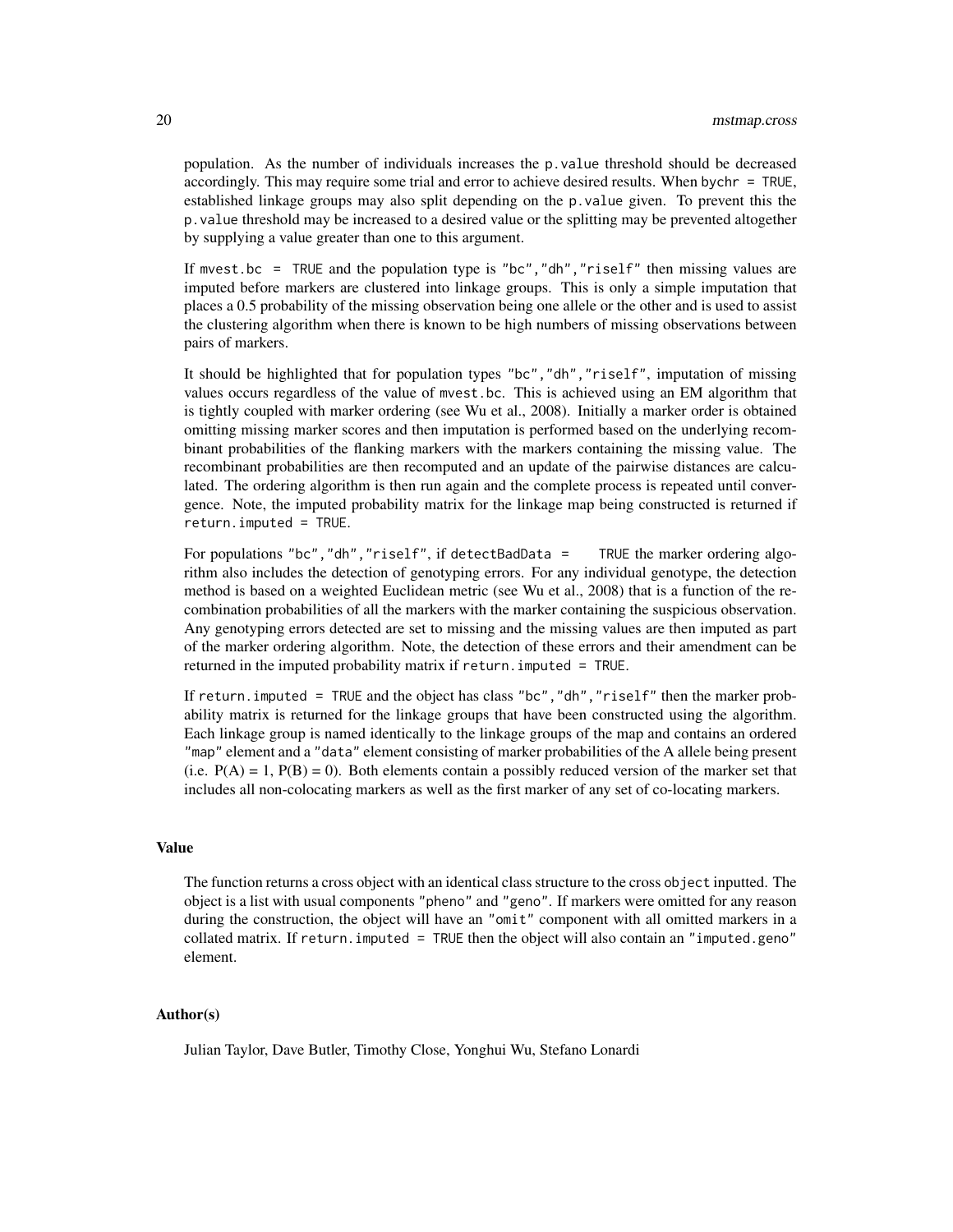population. As the number of individuals increases the `p.value` threshold should be decreased accordingly. This may require some trial and error to achieve desired results. When `bychr = TRUE`, established linkage groups may also split depending on the `p.value` given. To prevent this the `p.value` threshold may be increased to a desired value or the splitting may be prevented altogether by supplying a value greater than one to this argument.

If `mvest.bc = TRUE` and the population type is `"bc","dh","riself"` then missing values are imputed before markers are clustered into linkage groups. This is only a simple imputation that places a 0.5 probability of the missing observation being one allele or the other and is used to assist the clustering algorithm when there is known to be high numbers of missing observations between pairs of markers.

It should be highlighted that for population types `"bc","dh","riself"`, imputation of missing values occurs regardless of the value of `mvest.bc`. This is achieved using an EM algorithm that is tightly coupled with marker ordering (see Wu et al., 2008). Initially a marker order is obtained omitting missing marker scores and then imputation is performed based on the underlying recombinant probabilities of the flanking markers with the markers containing the missing value. The recombinant probabilities are then recomputed and an update of the pairwise distances are calculated. The ordering algorithm is then run again and the complete process is repeated until convergence. Note, the imputed probability matrix for the linkage map being constructed is returned if `return.imputed = TRUE`.

For populations `"bc","dh","riself"`, if `detectBadData = TRUE` the marker ordering algorithm also includes the detection of genotyping errors. For any individual genotype, the detection method is based on a weighted Euclidean metric (see Wu et al., 2008) that is a function of the recombination probabilities of all the markers with the marker containing the suspicious observation. Any genotyping errors detected are set to missing and the missing values are then imputed as part of the marker ordering algorithm. Note, the detection of these errors and their amendment can be returned in the imputed probability matrix if `return.imputed = TRUE`.

If `return.imputed = TRUE` and the object has class `"bc","dh","riself"` then the marker probability matrix is returned for the linkage groups that have been constructed using the algorithm. Each linkage group is named identically to the linkage groups of the map and contains an ordered `"map"` element and a `"data"` element consisting of marker probabilities of the A allele being present (i.e. P(A) = 1, P(B) = 0). Both elements contain a possibly reduced version of the marker set that includes all non-colocating markers as well as the first marker of any set of co-locating markers.

### Value

The function returns a cross object with an identical class structure to the cross `object` inputted. The object is a list with usual components `"pheno"` and `"geno"`. If markers were omitted for any reason during the construction, the object will have an `"omit"` component with all omitted markers in a collated matrix. If `return.imputed = TRUE` then the object will also contain an `"imputed.geno"` element.

### Author(s)

Julian Taylor, Dave Butler, Timothy Close, Yonghui Wu, Stefano Lonardi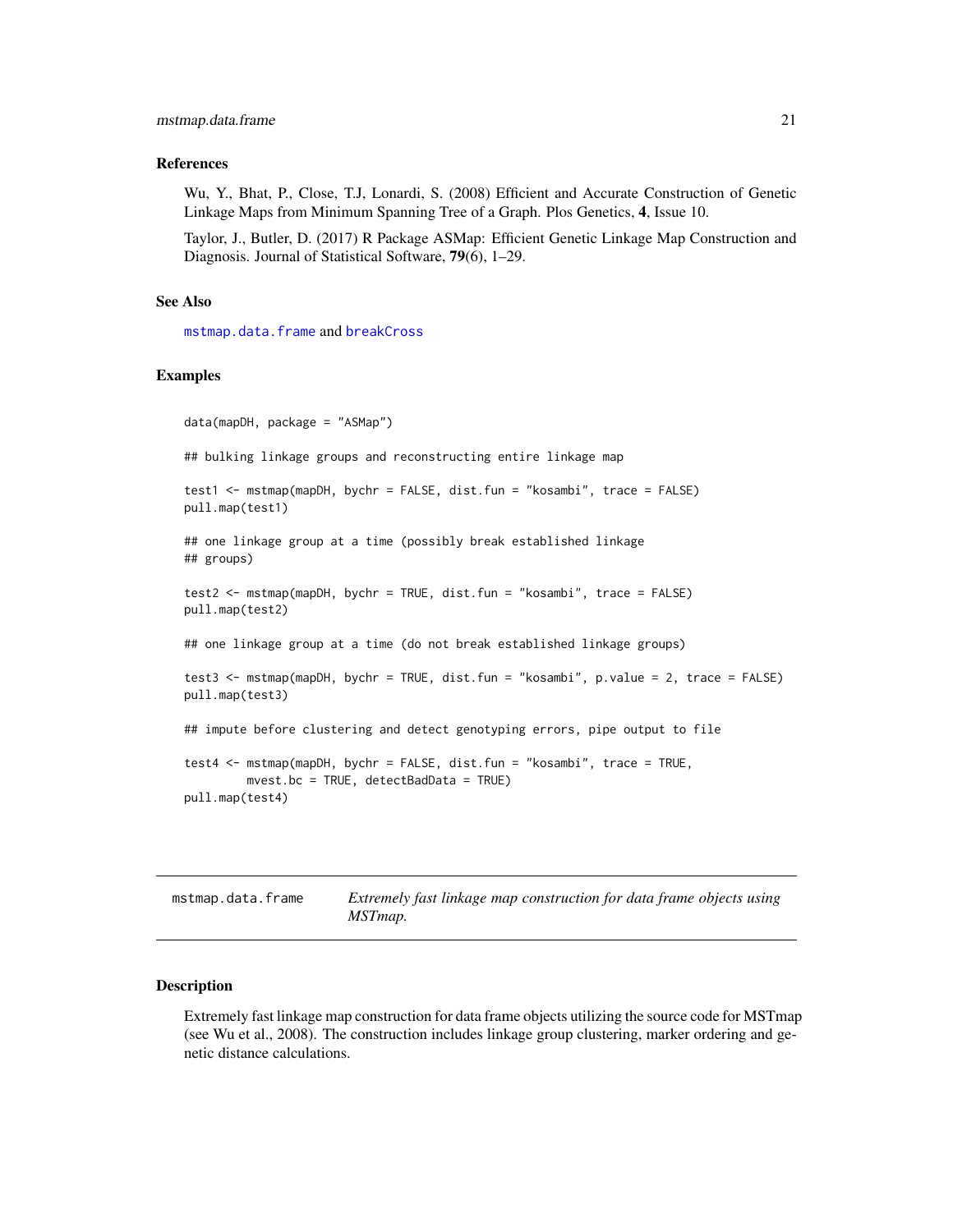### References

Wu, Y., Bhat, P., Close, T.J, Lonardi, S. (2008) Efficient and Accurate Construction of Genetic Linkage Maps from Minimum Spanning Tree of a Graph. Plos Genetics, **4**, Issue 10.

Taylor, J., Butler, D. (2017) R Package ASMap: Efficient Genetic Linkage Map Construction and Diagnosis. Journal of Statistical Software, **79**(6), 1–29.

### See Also

`mstmap.data.frame` and `breakCross`

### Examples

```
data(mapDH, package = "ASMap")

## bulking linkage groups and reconstructing entire linkage map

test1 <- mstmap(mapDH, bychr = FALSE, dist.fun = "kosambi", trace = FALSE)
pull.map(test1)

## one linkage group at a time (possibly break established linkage
## groups)

test2 <- mstmap(mapDH, bychr = TRUE, dist.fun = "kosambi", trace = FALSE)
pull.map(test2)

## one linkage group at a time (do not break established linkage groups)

test3 <- mstmap(mapDH, bychr = TRUE, dist.fun = "kosambi", p.value = 2, trace = FALSE)
pull.map(test3)

## impute before clustering and detect genotyping errors, pipe output to file

test4 <- mstmap(mapDH, bychr = FALSE, dist.fun = "kosambi", trace = TRUE,
         mvest.bc = TRUE, detectBadData = TRUE)
pull.map(test4)
```

---

## mstmap.data.frame — *Extremely fast linkage map construction for data frame objects using MSTmap.*

### Description

Extremely fast linkage map construction for data frame objects utilizing the source code for MSTmap (see Wu et al., 2008). The construction includes linkage group clustering, marker ordering and genetic distance calculations.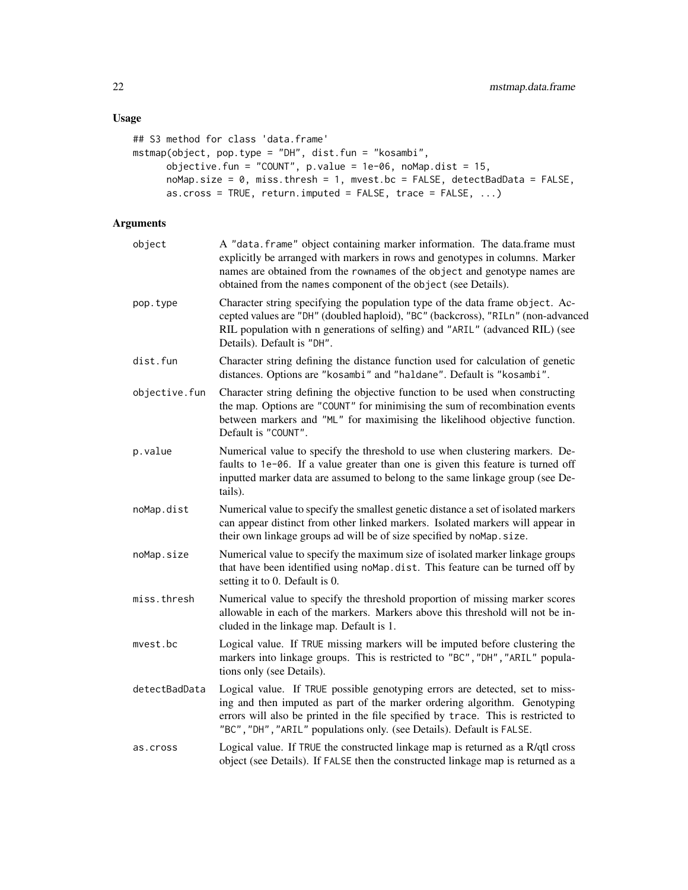## Usage

```
## S3 method for class 'data.frame'
mstmap(object, pop.type = "DH", dist.fun = "kosambi",
      objective.fun = "COUNT", p.value = 1e-06, noMap.dist = 15,
      noMap.size = 0, miss.thresh = 1, mvest.bc = FALSE, detectBadData = FALSE,
      as.cross = TRUE, return.imputed = FALSE, trace = FALSE, ...)
```

## Arguments

| | |
|---|---|
| `object` | A "data.frame" object containing marker information. The data.frame must explicitly be arranged with markers in rows and genotypes in columns. Marker names are obtained from the rownames of the object and genotype names are obtained from the names component of the object (see Details). |
| `pop.type` | Character string specifying the population type of the data frame object. Accepted values are "DH" (doubled haploid), "BC" (backcross), "RILn" (non-advanced RIL population with n generations of selfing) and "ARIL" (advanced RIL) (see Details). Default is "DH". |
| `dist.fun` | Character string defining the distance function used for calculation of genetic distances. Options are "kosambi" and "haldane". Default is "kosambi". |
| `objective.fun` | Character string defining the objective function to be used when constructing the map. Options are "COUNT" for minimising the sum of recombination events between markers and "ML" for maximising the likelihood objective function. Default is "COUNT". |
| `p.value` | Numerical value to specify the threshold to use when clustering markers. Defaults to 1e-06. If a value greater than one is given this feature is turned off inputted marker data are assumed to belong to the same linkage group (see Details). |
| `noMap.dist` | Numerical value to specify the smallest genetic distance a set of isolated markers can appear distinct from other linked markers. Isolated markers will appear in their own linkage groups ad will be of size specified by noMap.size. |
| `noMap.size` | Numerical value to specify the maximum size of isolated marker linkage groups that have been identified using noMap.dist. This feature can be turned off by setting it to 0. Default is 0. |
| `miss.thresh` | Numerical value to specify the threshold proportion of missing marker scores allowable in each of the markers. Markers above this threshold will not be included in the linkage map. Default is 1. |
| `mvest.bc` | Logical value. If TRUE missing markers will be imputed before clustering the markers into linkage groups. This is restricted to "BC","DH","ARIL" populations only (see Details). |
| `detectBadData` | Logical value. If TRUE possible genotyping errors are detected, set to missing and then imputed as part of the marker ordering algorithm. Genotyping errors will also be printed in the file specified by trace. This is restricted to "BC","DH","ARIL" populations only. (see Details). Default is FALSE. |
| `as.cross` | Logical value. If TRUE the constructed linkage map is returned as a R/qtl cross object (see Details). If FALSE then the constructed linkage map is returned as a |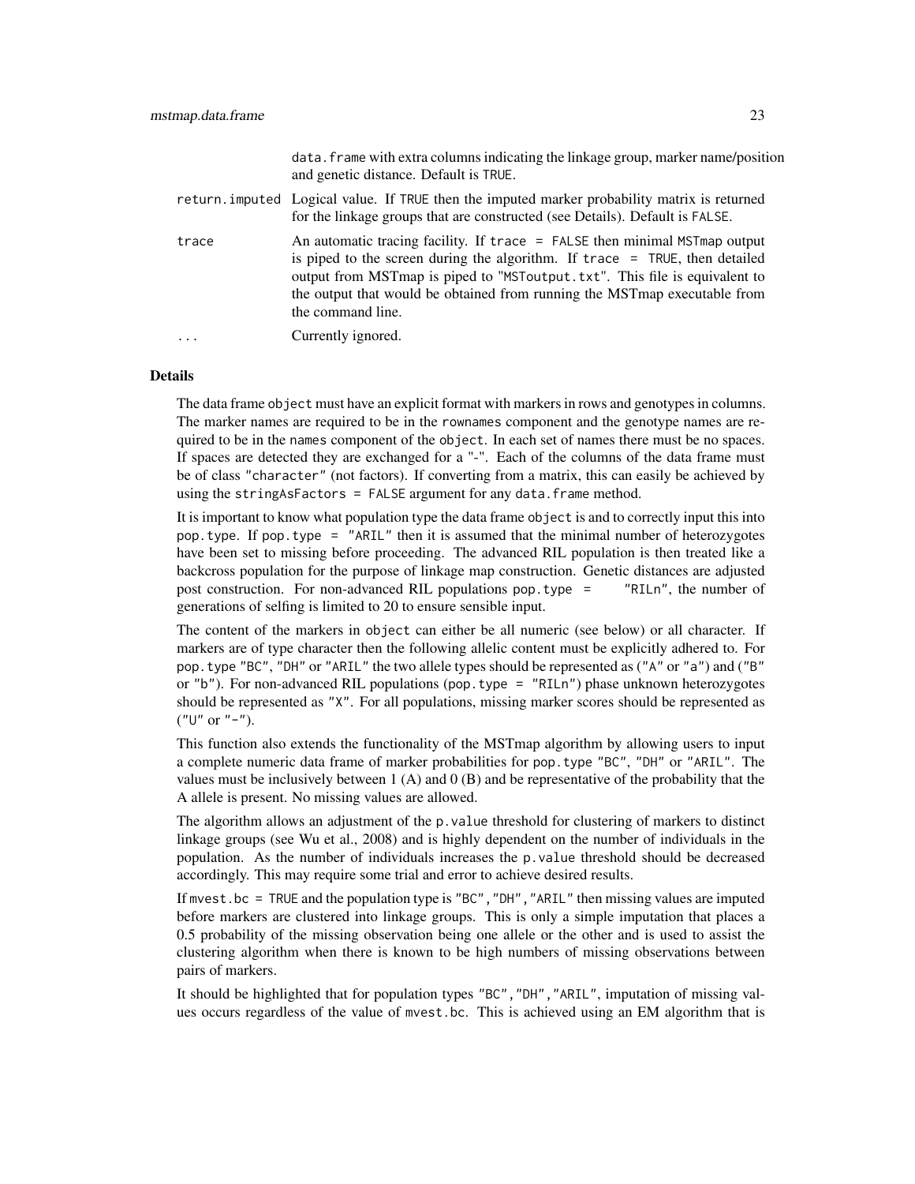data.frame with extra columns indicating the linkage group, marker name/position and genetic distance. Default is TRUE.

| | |
|---|---|
| return.imputed | Logical value. If TRUE then the imputed marker probability matrix is returned for the linkage groups that are constructed (see Details). Default is FALSE. |
| trace | An automatic tracing facility. If trace = FALSE then minimal MSTmap output is piped to the screen during the algorithm. If trace = TRUE, then detailed output from MSTmap is piped to "MSToutput.txt". This file is equivalent to the output that would be obtained from running the MSTmap executable from the command line. |
| ... | Currently ignored. |

## Details

The data frame object must have an explicit format with markers in rows and genotypes in columns. The marker names are required to be in the rownames component and the genotype names are required to be in the names component of the object. In each set of names there must be no spaces. If spaces are detected they are exchanged for a "-". Each of the columns of the data frame must be of class "character" (not factors). If converting from a matrix, this can easily be achieved by using the stringAsFactors = FALSE argument for any data.frame method.

It is important to know what population type the data frame object is and to correctly input this into pop.type. If pop.type = "ARIL" then it is assumed that the minimal number of heterozygotes have been set to missing before proceeding. The advanced RIL population is then treated like a backcross population for the purpose of linkage map construction. Genetic distances are adjusted post construction. For non-advanced RIL populations pop.type = "RILn", the number of generations of selfing is limited to 20 to ensure sensible input.

The content of the markers in object can either be all numeric (see below) or all character. If markers are of type character then the following allelic content must be explicitly adhered to. For pop.type "BC", "DH" or "ARIL" the two allele types should be represented as ("A" or "a") and ("B" or "b"). For non-advanced RIL populations (pop.type = "RILn") phase unknown heterozygotes should be represented as "X". For all populations, missing marker scores should be represented as ("U" or "-").

This function also extends the functionality of the MSTmap algorithm by allowing users to input a complete numeric data frame of marker probabilities for pop.type "BC", "DH" or "ARIL". The values must be inclusively between 1 (A) and 0 (B) and be representative of the probability that the A allele is present. No missing values are allowed.

The algorithm allows an adjustment of the p.value threshold for clustering of markers to distinct linkage groups (see Wu et al., 2008) and is highly dependent on the number of individuals in the population. As the number of individuals increases the p.value threshold should be decreased accordingly. This may require some trial and error to achieve desired results.

If mvest.bc = TRUE and the population type is "BC","DH","ARIL" then missing values are imputed before markers are clustered into linkage groups. This is only a simple imputation that places a 0.5 probability of the missing observation being one allele or the other and is used to assist the clustering algorithm when there is known to be high numbers of missing observations between pairs of markers.

It should be highlighted that for population types "BC","DH","ARIL", imputation of missing values occurs regardless of the value of mvest.bc. This is achieved using an EM algorithm that is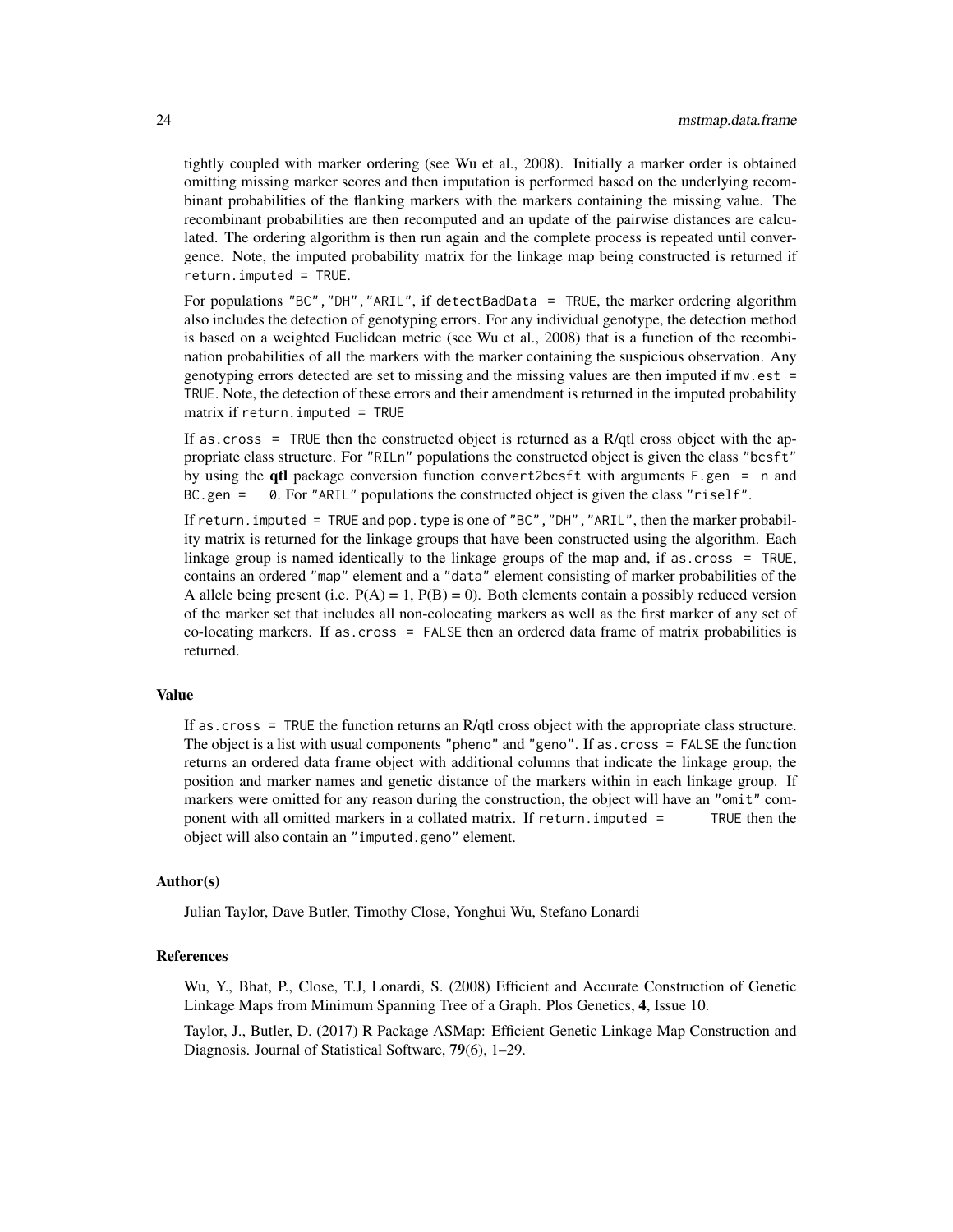tightly coupled with marker ordering (see Wu et al., 2008). Initially a marker order is obtained omitting missing marker scores and then imputation is performed based on the underlying recombinant probabilities of the flanking markers with the markers containing the missing value. The recombinant probabilities are then recomputed and an update of the pairwise distances are calculated. The ordering algorithm is then run again and the complete process is repeated until convergence. Note, the imputed probability matrix for the linkage map being constructed is returned if `return.imputed = TRUE`.

For populations `"BC"`, `"DH"`, `"ARIL"`, if `detectBadData = TRUE`, the marker ordering algorithm also includes the detection of genotyping errors. For any individual genotype, the detection method is based on a weighted Euclidean metric (see Wu et al., 2008) that is a function of the recombination probabilities of all the markers with the marker containing the suspicious observation. Any genotyping errors detected are set to missing and the missing values are then imputed if `mv.est = TRUE`. Note, the detection of these errors and their amendment is returned in the imputed probability matrix if `return.imputed = TRUE`

If `as.cross = TRUE` then the constructed object is returned as a R/qtl cross object with the appropriate class structure. For `"RILn"` populations the constructed object is given the class `"bcsft"` by using the **qtl** package conversion function `convert2bcsft` with arguments `F.gen = n` and `BC.gen = 0`. For `"ARIL"` populations the constructed object is given the class `"riself"`.

If `return.imputed = TRUE` and `pop.type` is one of `"BC"`, `"DH"`, `"ARIL"`, then the marker probability matrix is returned for the linkage groups that have been constructed using the algorithm. Each linkage group is named identically to the linkage groups of the map and, if `as.cross = TRUE`, contains an ordered `"map"` element and a `"data"` element consisting of marker probabilities of the A allele being present (i.e. $P(A) = 1$, $P(B) = 0$). Both elements contain a possibly reduced version of the marker set that includes all non-colocating markers as well as the first marker of any set of co-locating markers. If `as.cross = FALSE` then an ordered data frame of matrix probabilities is returned.

## Value

If `as.cross = TRUE` the function returns an R/qtl cross object with the appropriate class structure. The object is a list with usual components `"pheno"` and `"geno"`. If `as.cross = FALSE` the function returns an ordered data frame object with additional columns that indicate the linkage group, the position and marker names and genetic distance of the markers within in each linkage group. If markers were omitted for any reason during the construction, the object will have an `"omit"` component with all omitted markers in a collated matrix. If `return.imputed = TRUE` then the object will also contain an `"imputed.geno"` element.

## Author(s)

Julian Taylor, Dave Butler, Timothy Close, Yonghui Wu, Stefano Lonardi

## References

Wu, Y., Bhat, P., Close, T.J, Lonardi, S. (2008) Efficient and Accurate Construction of Genetic Linkage Maps from Minimum Spanning Tree of a Graph. Plos Genetics, **4**, Issue 10.

Taylor, J., Butler, D. (2017) R Package ASMap: Efficient Genetic Linkage Map Construction and Diagnosis. Journal of Statistical Software, **79**(6), 1–29.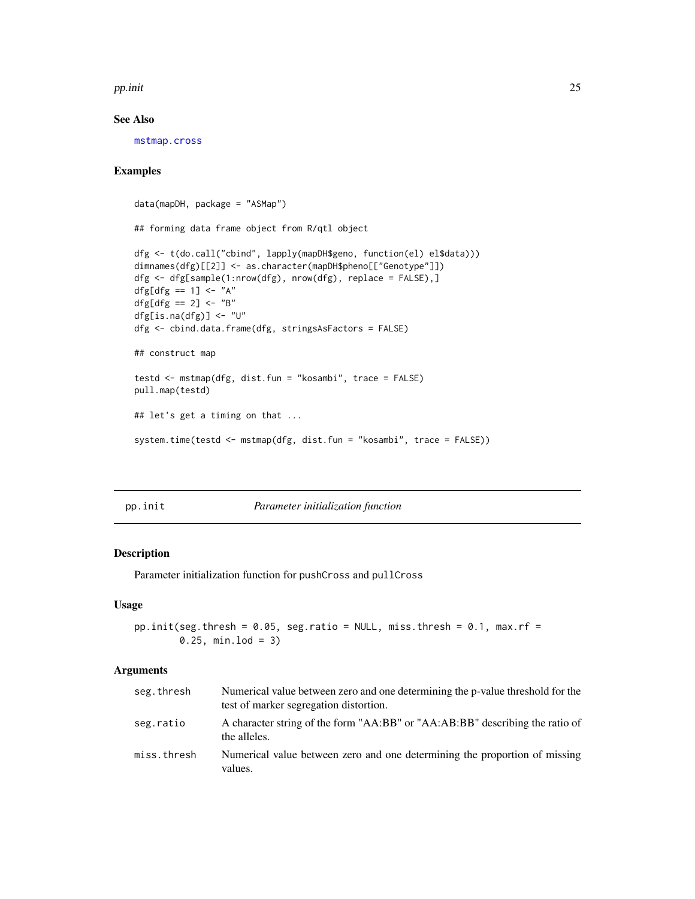## See Also

mstmap.cross

## Examples

```
data(mapDH, package = "ASMap")

## forming data frame object from R/qtl object

dfg <- t(do.call("cbind", lapply(mapDH$geno, function(el) el$data)))
dimnames(dfg)[[2]] <- as.character(mapDH$pheno[["Genotype"]])
dfg <- dfg[sample(1:nrow(dfg), nrow(dfg), replace = FALSE),]
dfg[dfg == 1] <- "A"
dfg[dfg == 2] <- "B"
dfg[is.na(dfg)] <- "U"
dfg <- cbind.data.frame(dfg, stringsAsFactors = FALSE)

## construct map

testd <- mstmap(dfg, dist.fun = "kosambi", trace = FALSE)
pull.map(testd)

## let's get a timing on that ...

system.time(testd <- mstmap(dfg, dist.fun = "kosambi", trace = FALSE))
```

---

# pp.init *Parameter initialization function*

## Description

Parameter initialization function for pushCross and pullCross

## Usage

```
pp.init(seg.thresh = 0.05, seg.ratio = NULL, miss.thresh = 0.1, max.rf =
        0.25, min.lod = 3)
```

## Arguments

| | |
|---|---|
| seg.thresh | Numerical value between zero and one determining the p-value threshold for the test of marker segregation distortion. |
| seg.ratio | A character string of the form "AA:BB" or "AA:AB:BB" describing the ratio of the alleles. |
| miss.thresh | Numerical value between zero and one determining the proportion of missing values. |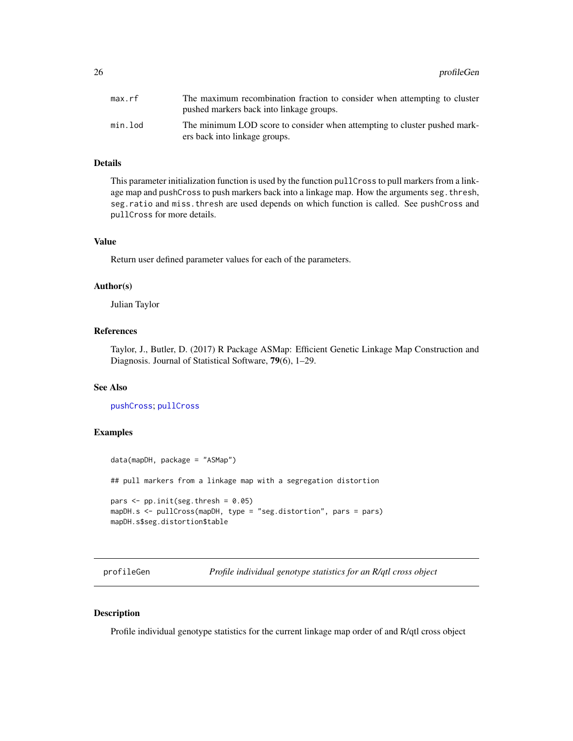| | |
|---|---|
| max.rf | The maximum recombination fraction to consider when attempting to cluster pushed markers back into linkage groups. |
| min.lod | The minimum LOD score to consider when attempting to cluster pushed markers back into linkage groups. |

### Details

This parameter initialization function is used by the function pullCross to pull markers from a linkage map and pushCross to push markers back into a linkage map. How the arguments seg.thresh, seg.ratio and miss.thresh are used depends on which function is called. See pushCross and pullCross for more details.

### Value

Return user defined parameter values for each of the parameters.

### Author(s)

Julian Taylor

### References

Taylor, J., Butler, D. (2017) R Package ASMap: Efficient Genetic Linkage Map Construction and Diagnosis. Journal of Statistical Software, **79**(6), 1–29.

### See Also

pushCross; pullCross

### Examples

```
data(mapDH, package = "ASMap")

## pull markers from a linkage map with a segregation distortion

pars <- pp.init(seg.thresh = 0.05)
mapDH.s <- pullCross(mapDH, type = "seg.distortion", pars = pars)
mapDH.s$seg.distortion$table
```

## profileGen — *Profile individual genotype statistics for an R/qtl cross object*

### Description

Profile individual genotype statistics for the current linkage map order of and R/qtl cross object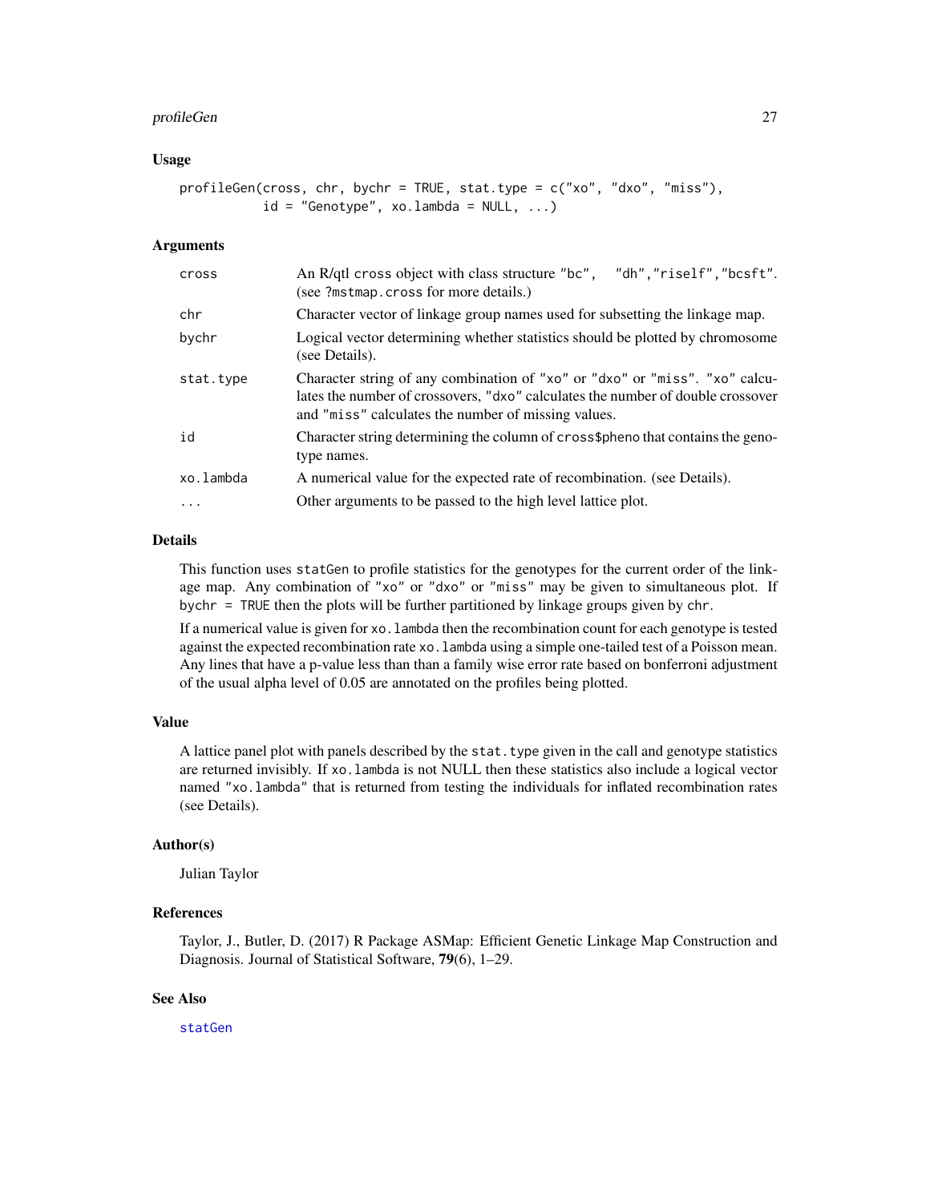### Usage

```
profileGen(cross, chr, bychr = TRUE, stat.type = c("xo", "dxo", "miss"),
           id = "Genotype", xo.lambda = NULL, ...)
```

### Arguments

| | |
|---|---|
| `cross` | An R/qtl `cross` object with class structure `"bc"`, `"dh"`,`"riself"`,`"bcsft"`. (see `?mstmap.cross` for more details.) |
| `chr` | Character vector of linkage group names used for subsetting the linkage map. |
| `bychr` | Logical vector determining whether statistics should be plotted by chromosome (see Details). |
| `stat.type` | Character string of any combination of `"xo"` or `"dxo"` or `"miss"`. `"xo"` calculates the number of crossovers, `"dxo"` calculates the number of double crossover and `"miss"` calculates the number of missing values. |
| `id` | Character string determining the column of `cross$pheno` that contains the genotype names. |
| `xo.lambda` | A numerical value for the expected rate of recombination. (see Details). |
| `...` | Other arguments to be passed to the high level lattice plot. |

### Details

This function uses `statGen` to profile statistics for the genotypes for the current order of the linkage map. Any combination of `"xo"` or `"dxo"` or `"miss"` may be given to simultaneous plot. If `bychr = TRUE` then the plots will be further partitioned by linkage groups given by `chr`.

If a numerical value is given for `xo.lambda` then the recombination count for each genotype is tested against the expected recombination rate `xo.lambda` using a simple one-tailed test of a Poisson mean. Any lines that have a p-value less than than a family wise error rate based on bonferroni adjustment of the usual alpha level of 0.05 are annotated on the profiles being plotted.

### Value

A lattice panel plot with panels described by the `stat.type` given in the call and genotype statistics are returned invisibly. If `xo.lambda` is not NULL then these statistics also include a logical vector named `"xo.lambda"` that is returned from testing the individuals for inflated recombination rates (see Details).

### Author(s)

Julian Taylor

### References

Taylor, J., Butler, D. (2017) R Package ASMap: Efficient Genetic Linkage Map Construction and Diagnosis. Journal of Statistical Software, **79**(6), 1–29.

### See Also

`statGen`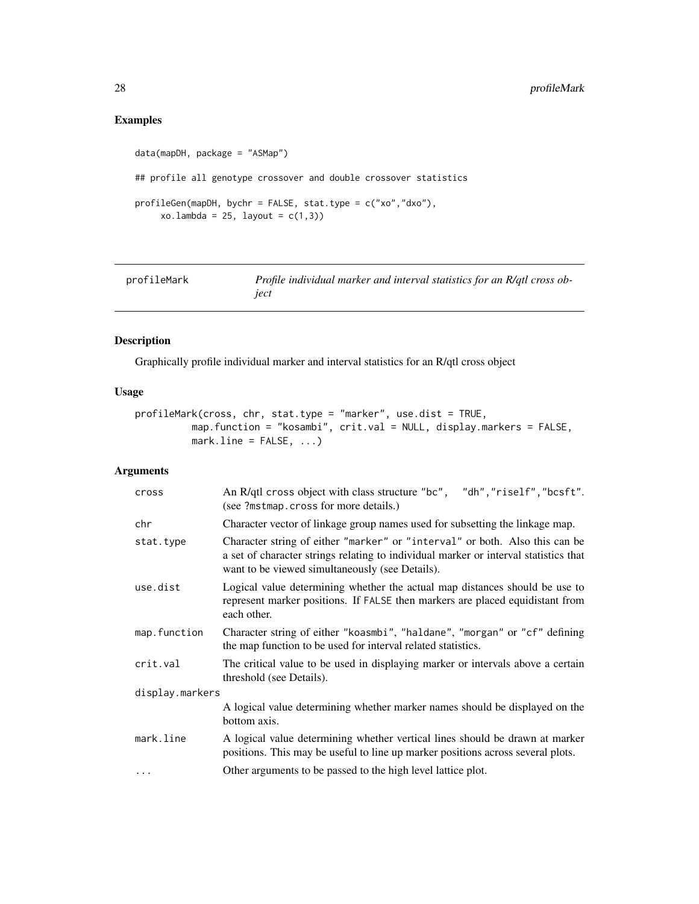## Examples

```
data(mapDH, package = "ASMap")

## profile all genotype crossover and double crossover statistics

profileGen(mapDH, bychr = FALSE, stat.type = c("xo","dxo"),
     xo.lambda = 25, layout = c(1,3))
```

---

profileMark &nbsp;&nbsp;&nbsp;&nbsp; *Profile individual marker and interval statistics for an R/qtl cross object*

---

## Description

Graphically profile individual marker and interval statistics for an R/qtl cross object

## Usage

```
profileMark(cross, chr, stat.type = "marker", use.dist = TRUE,
          map.function = "kosambi", crit.val = NULL, display.markers = FALSE,
          mark.line = FALSE, ...)
```

## Arguments

| | |
|---|---|
| cross | An R/qtl cross object with class structure "bc", "dh","riself","bcsft". (see ?mstmap.cross for more details.) |
| chr | Character vector of linkage group names used for subsetting the linkage map. |
| stat.type | Character string of either "marker" or "interval" or both. Also this can be a set of character strings relating to individual marker or interval statistics that want to be viewed simultaneously (see Details). |
| use.dist | Logical value determining whether the actual map distances should be use to represent marker positions. If FALSE then markers are placed equidistant from each other. |
| map.function | Character string of either "koasmbi", "haldane", "morgan" or "cf" defining the map function to be used for interval related statistics. |
| crit.val | The critical value to be used in displaying marker or intervals above a certain threshold (see Details). |
| display.markers | A logical value determining whether marker names should be displayed on the bottom axis. |
| mark.line | A logical value determining whether vertical lines should be drawn at marker positions. This may be useful to line up marker positions across several plots. |
| ... | Other arguments to be passed to the high level lattice plot. |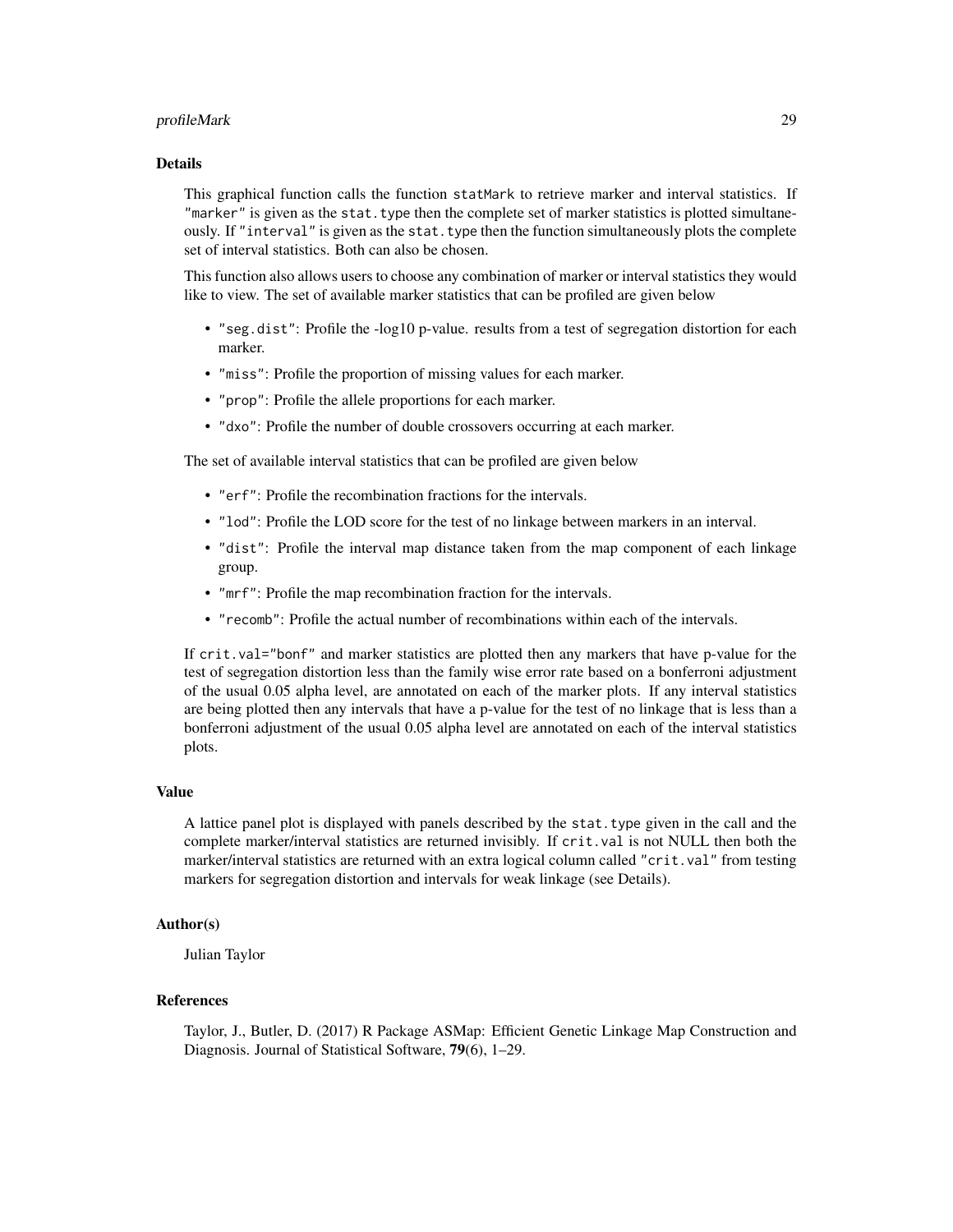## Details

This graphical function calls the function `statMark` to retrieve marker and interval statistics. If `"marker"` is given as the `stat.type` then the complete set of marker statistics is plotted simultaneously. If `"interval"` is given as the `stat.type` then the function simultaneously plots the complete set of interval statistics. Both can also be chosen.

This function also allows users to choose any combination of marker or interval statistics they would like to view. The set of available marker statistics that can be profiled are given below

- `"seg.dist"`: Profile the -log10 p-value. results from a test of segregation distortion for each marker.
- `"miss"`: Profile the proportion of missing values for each marker.
- `"prop"`: Profile the allele proportions for each marker.
- `"dxo"`: Profile the number of double crossovers occurring at each marker.

The set of available interval statistics that can be profiled are given below

- `"erf"`: Profile the recombination fractions for the intervals.
- `"lod"`: Profile the LOD score for the test of no linkage between markers in an interval.
- `"dist"`: Profile the interval map distance taken from the map component of each linkage group.
- `"mrf"`: Profile the map recombination fraction for the intervals.
- `"recomb"`: Profile the actual number of recombinations within each of the intervals.

If `crit.val="bonf"` and marker statistics are plotted then any markers that have p-value for the test of segregation distortion less than the family wise error rate based on a bonferroni adjustment of the usual 0.05 alpha level, are annotated on each of the marker plots. If any interval statistics are being plotted then any intervals that have a p-value for the test of no linkage that is less than a bonferroni adjustment of the usual 0.05 alpha level are annotated on each of the interval statistics plots.

## Value

A lattice panel plot is displayed with panels described by the `stat.type` given in the call and the complete marker/interval statistics are returned invisibly. If `crit.val` is not NULL then both the marker/interval statistics are returned with an extra logical column called `"crit.val"` from testing markers for segregation distortion and intervals for weak linkage (see Details).

## Author(s)

Julian Taylor

## References

Taylor, J., Butler, D. (2017) R Package ASMap: Efficient Genetic Linkage Map Construction and Diagnosis. Journal of Statistical Software, **79**(6), 1–29.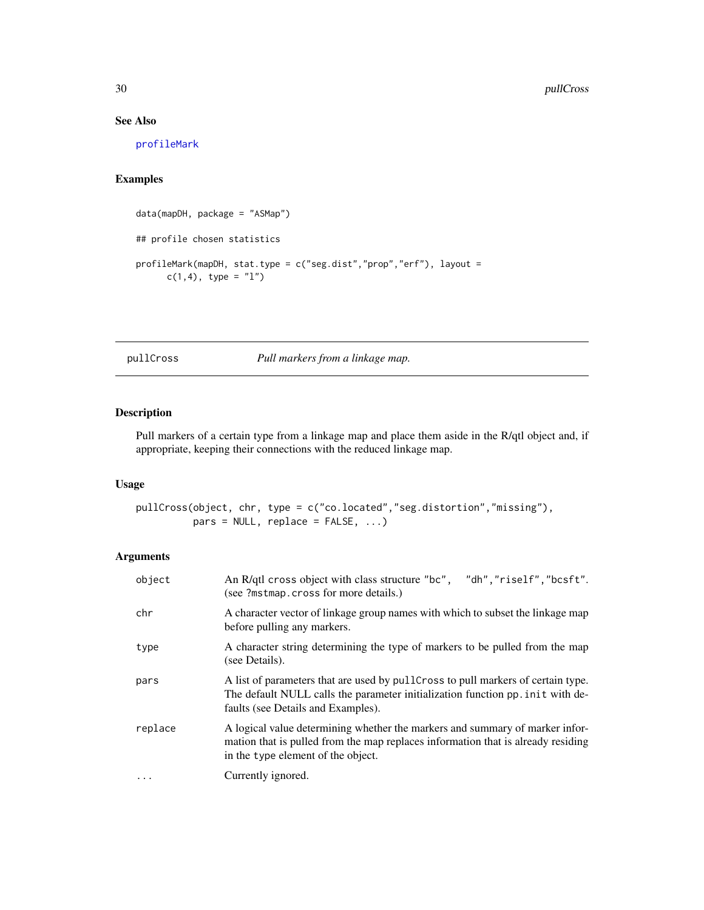### See Also

profileMark

### Examples

```
data(mapDH, package = "ASMap")

## profile chosen statistics

profileMark(mapDH, stat.type = c("seg.dist","prop","erf"), layout =
      c(1,4), type = "l")
```

---

## pullCross *Pull markers from a linkage map.*

---

### Description

Pull markers of a certain type from a linkage map and place them aside in the R/qtl object and, if appropriate, keeping their connections with the reduced linkage map.

### Usage

```
pullCross(object, chr, type = c("co.located","seg.distortion","missing"),
          pars = NULL, replace = FALSE, ...)
```

### Arguments

| | |
|---|---|
| object | An R/qtl cross object with class structure "bc", "dh","riself","bcsft". (see ?mstmap.cross for more details.) |
| chr | A character vector of linkage group names with which to subset the linkage map before pulling any markers. |
| type | A character string determining the type of markers to be pulled from the map (see Details). |
| pars | A list of parameters that are used by pullCross to pull markers of certain type. The default NULL calls the parameter initialization function pp.init with defaults (see Details and Examples). |
| replace | A logical value determining whether the markers and summary of marker information that is pulled from the map replaces information that is already residing in the type element of the object. |
| ... | Currently ignored. |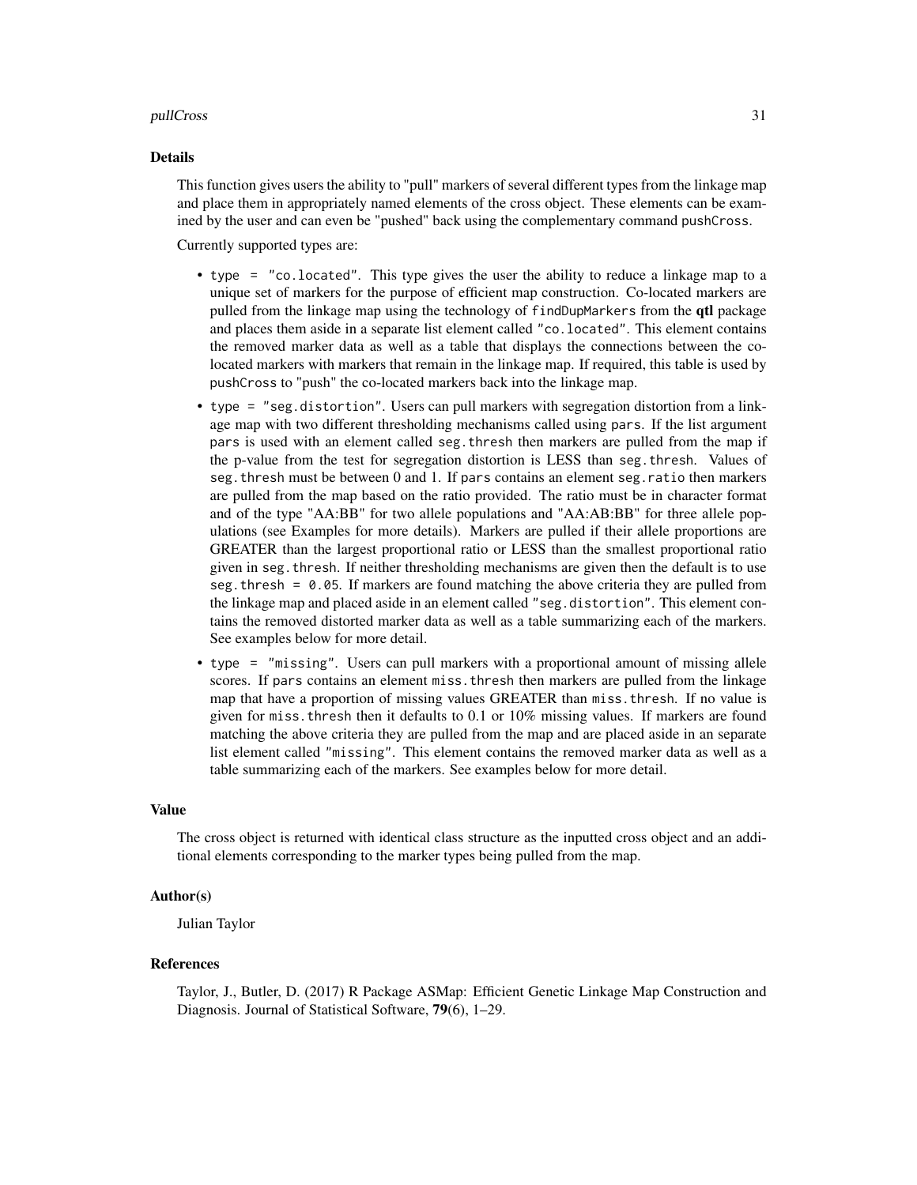## Details

This function gives users the ability to "pull" markers of several different types from the linkage map and place them in appropriately named elements of the cross object. These elements can be examined by the user and can even be "pushed" back using the complementary command `pushCross`.

Currently supported types are:

- `type = "co.located"`. This type gives the user the ability to reduce a linkage map to a unique set of markers for the purpose of efficient map construction. Co-located markers are pulled from the linkage map using the technology of `findDupMarkers` from the **qtl** package and places them aside in a separate list element called `"co.located"`. This element contains the removed marker data as well as a table that displays the connections between the co-located markers with markers that remain in the linkage map. If required, this table is used by `pushCross` to "push" the co-located markers back into the linkage map.
- `type = "seg.distortion"`. Users can pull markers with segregation distortion from a linkage map with two different thresholding mechanisms called using `pars`. If the list argument `pars` is used with an element called `seg.thresh` then markers are pulled from the map if the p-value from the test for segregation distortion is LESS than `seg.thresh`. Values of `seg.thresh` must be between 0 and 1. If `pars` contains an element `seg.ratio` then markers are pulled from the map based on the ratio provided. The ratio must be in character format and of the type "AA:BB" for two allele populations and "AA:AB:BB" for three allele populations (see Examples for more details). Markers are pulled if their allele proportions are GREATER than the largest proportional ratio or LESS than the smallest proportional ratio given in `seg.thresh`. If neither thresholding mechanisms are given then the default is to use `seg.thresh = 0.05`. If markers are found matching the above criteria they are pulled from the linkage map and placed aside in an element called `"seg.distortion"`. This element contains the removed distorted marker data as well as a table summarizing each of the markers. See examples below for more detail.
- `type = "missing"`. Users can pull markers with a proportional amount of missing allele scores. If `pars` contains an element `miss.thresh` then markers are pulled from the linkage map that have a proportion of missing values GREATER than `miss.thresh`. If no value is given for `miss.thresh` then it defaults to 0.1 or 10% missing values. If markers are found matching the above criteria they are pulled from the map and are placed aside in an separate list element called `"missing"`. This element contains the removed marker data as well as a table summarizing each of the markers. See examples below for more detail.

## Value

The cross object is returned with identical class structure as the inputted cross object and an additional elements corresponding to the marker types being pulled from the map.

## Author(s)

Julian Taylor

## References

Taylor, J., Butler, D. (2017) R Package ASMap: Efficient Genetic Linkage Map Construction and Diagnosis. Journal of Statistical Software, **79**(6), 1–29.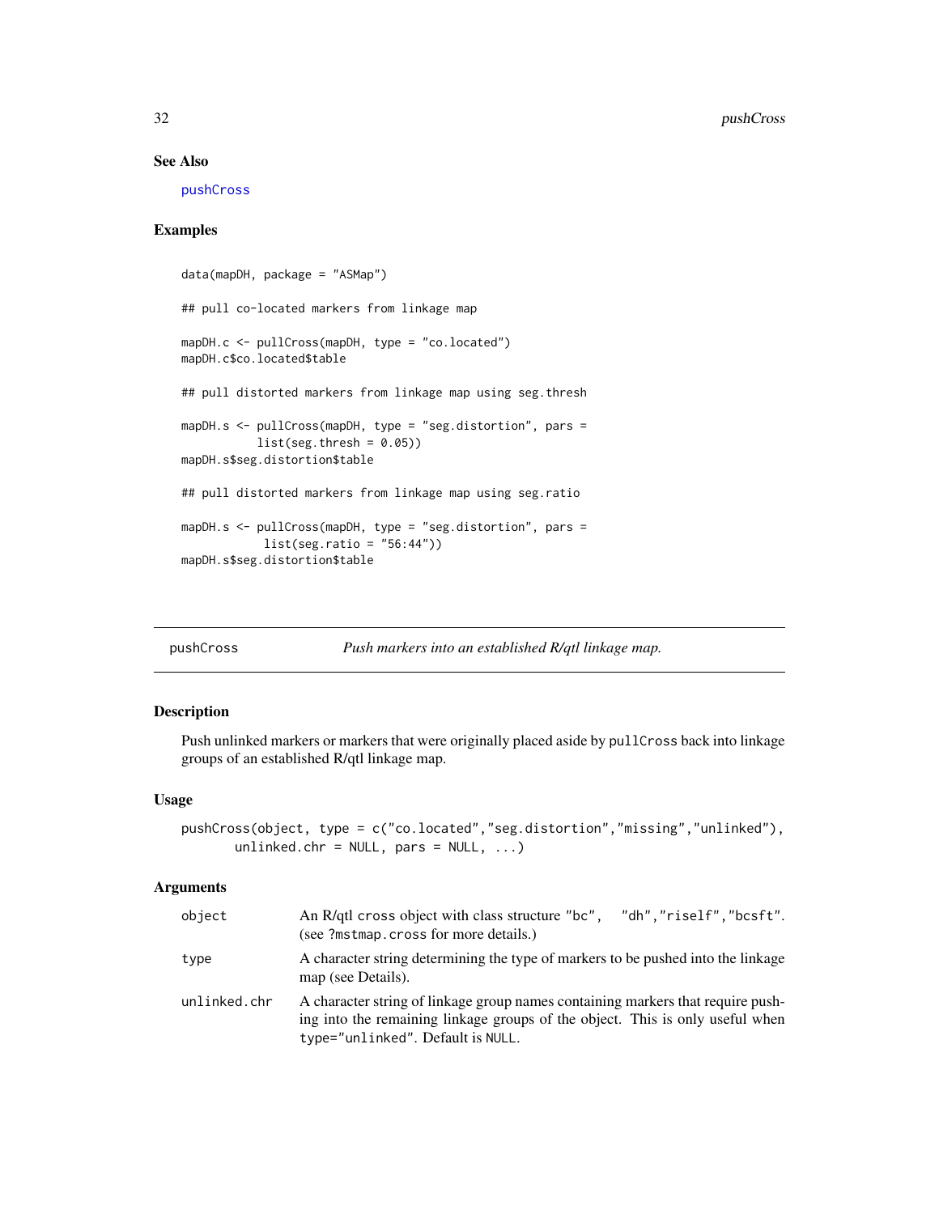## See Also

pushCross

## Examples

```
data(mapDH, package = "ASMap")

## pull co-located markers from linkage map

mapDH.c <- pullCross(mapDH, type = "co.located")
mapDH.c$co.located$table

## pull distorted markers from linkage map using seg.thresh

mapDH.s <- pullCross(mapDH, type = "seg.distortion", pars =
          list(seg.thresh = 0.05))
mapDH.s$seg.distortion$table

## pull distorted markers from linkage map using seg.ratio

mapDH.s <- pullCross(mapDH, type = "seg.distortion", pars =
           list(seg.ratio = "56:44"))
mapDH.s$seg.distortion$table
```

---

# pushCross &nbsp;&nbsp;&nbsp; *Push markers into an established R/qtl linkage map.*

---

## Description

Push unlinked markers or markers that were originally placed aside by `pullCross` back into linkage groups of an established R/qtl linkage map.

## Usage

```
pushCross(object, type = c("co.located","seg.distortion","missing","unlinked"),
       unlinked.chr = NULL, pars = NULL, ...)
```

## Arguments

| | |
|---|---|
| `object` | An R/qtl `cross` object with class structure `"bc"`, `"dh"`,`"riself"`,`"bcsft"`. (see `?mstmap.cross` for more details.) |
| `type` | A character string determining the type of markers to be pushed into the linkage map (see Details). |
| `unlinked.chr` | A character string of linkage group names containing markers that require pushing into the remaining linkage groups of the object. This is only useful when `type="unlinked"`. Default is `NULL`. |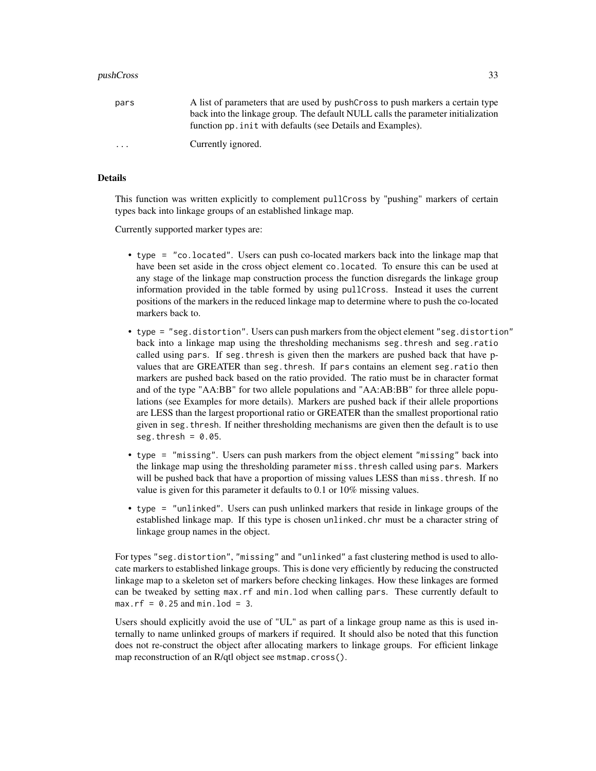| | |
|---|---|
| pars | A list of parameters that are used by pushCross to push markers a certain type back into the linkage group. The default NULL calls the parameter initialization function pp.init with defaults (see Details and Examples). |
| ... | Currently ignored. |

## Details

This function was written explicitly to complement pullCross by "pushing" markers of certain types back into linkage groups of an established linkage map.

Currently supported marker types are:

- type = "co.located". Users can push co-located markers back into the linkage map that have been set aside in the cross object element co.located. To ensure this can be used at any stage of the linkage map construction process the function disregards the linkage group information provided in the table formed by using pullCross. Instead it uses the current positions of the markers in the reduced linkage map to determine where to push the co-located markers back to.
- type = "seg.distortion". Users can push markers from the object element "seg.distortion" back into a linkage map using the thresholding mechanisms seg.thresh and seg.ratio called using pars. If seg.thresh is given then the markers are pushed back that have p-values that are GREATER than seg.thresh. If pars contains an element seg.ratio then markers are pushed back based on the ratio provided. The ratio must be in character format and of the type "AA:BB" for two allele populations and "AA:AB:BB" for three allele populations (see Examples for more details). Markers are pushed back if their allele proportions are LESS than the largest proportional ratio or GREATER than the smallest proportional ratio given in seg.thresh. If neither thresholding mechanisms are given then the default is to use seg.thresh = 0.05.
- type = "missing". Users can push markers from the object element "missing" back into the linkage map using the thresholding parameter miss.thresh called using pars. Markers will be pushed back that have a proportion of missing values LESS than miss.thresh. If no value is given for this parameter it defaults to 0.1 or 10% missing values.
- type = "unlinked". Users can push unlinked markers that reside in linkage groups of the established linkage map. If this type is chosen unlinked.chr must be a character string of linkage group names in the object.

For types "seg.distortion", "missing" and "unlinked" a fast clustering method is used to allocate markers to established linkage groups. This is done very efficiently by reducing the constructed linkage map to a skeleton set of markers before checking linkages. How these linkages are formed can be tweaked by setting max.rf and min.lod when calling pars. These currently default to max.rf = 0.25 and min.lod = 3.

Users should explicitly avoid the use of "UL" as part of a linkage group name as this is used internally to name unlinked groups of markers if required. It should also be noted that this function does not re-construct the object after allocating markers to linkage groups. For efficient linkage map reconstruction of an R/qtl object see mstmap.cross().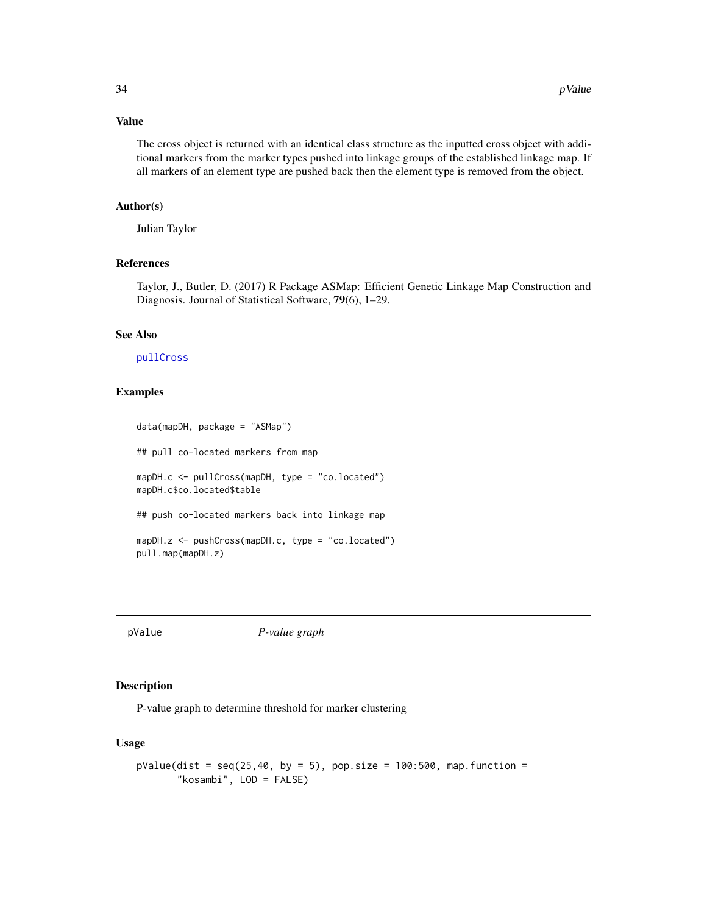### Value

The cross object is returned with an identical class structure as the inputted cross object with additional markers from the marker types pushed into linkage groups of the established linkage map. If all markers of an element type are pushed back then the element type is removed from the object.

### Author(s)

Julian Taylor

### References

Taylor, J., Butler, D. (2017) R Package ASMap: Efficient Genetic Linkage Map Construction and Diagnosis. Journal of Statistical Software, **79**(6), 1–29.

### See Also

pullCross

### Examples

```
data(mapDH, package = "ASMap")

## pull co-located markers from map

mapDH.c <- pullCross(mapDH, type = "co.located")
mapDH.c$co.located$table

## push co-located markers back into linkage map

mapDH.z <- pushCross(mapDH.c, type = "co.located")
pull.map(mapDH.z)
```

---

## pValue *P-value graph*

### Description

P-value graph to determine threshold for marker clustering

### Usage

```
pValue(dist = seq(25,40, by = 5), pop.size = 100:500, map.function =
       "kosambi", LOD = FALSE)
```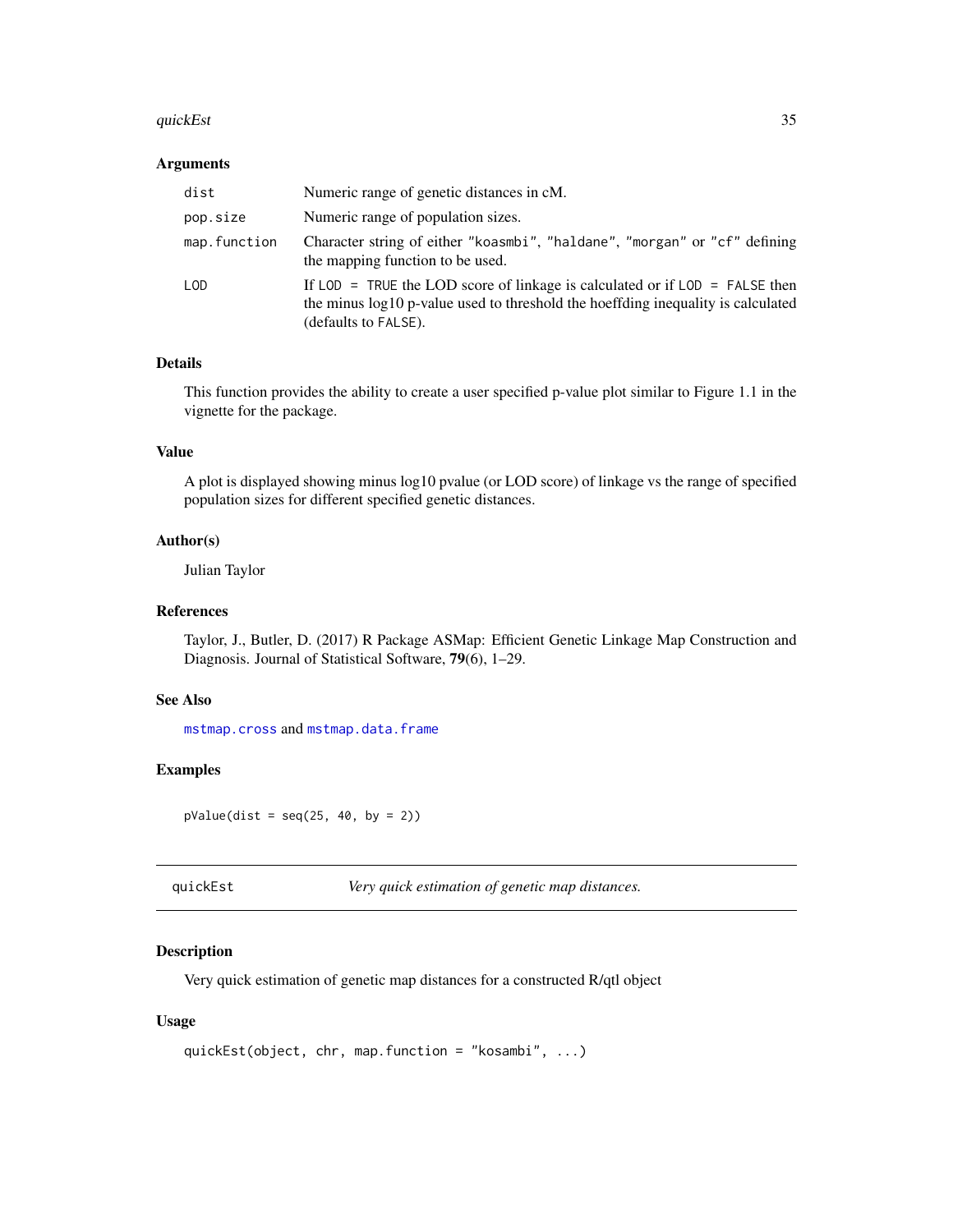### Arguments

| | |
|---|---|
| `dist` | Numeric range of genetic distances in cM. |
| `pop.size` | Numeric range of population sizes. |
| `map.function` | Character string of either "koasmbi", "haldane", "morgan" or "cf" defining the mapping function to be used. |
| `LOD` | If `LOD = TRUE` the LOD score of linkage is calculated or if `LOD = FALSE` then the minus log10 p-value used to threshold the hoeffding inequality is calculated (defaults to `FALSE`). |

### Details

This function provides the ability to create a user specified p-value plot similar to Figure 1.1 in the vignette for the package.

### Value

A plot is displayed showing minus log10 pvalue (or LOD score) of linkage vs the range of specified population sizes for different specified genetic distances.

### Author(s)

Julian Taylor

### References

Taylor, J., Butler, D. (2017) R Package ASMap: Efficient Genetic Linkage Map Construction and Diagnosis. Journal of Statistical Software, **79**(6), 1–29.

### See Also

`mstmap.cross` and `mstmap.data.frame`

### Examples

```
pValue(dist = seq(25, 40, by = 2))
```

---

## quickEst — *Very quick estimation of genetic map distances.*

---

### Description

Very quick estimation of genetic map distances for a constructed R/qtl object

### Usage

```
quickEst(object, chr, map.function = "kosambi", ...)
```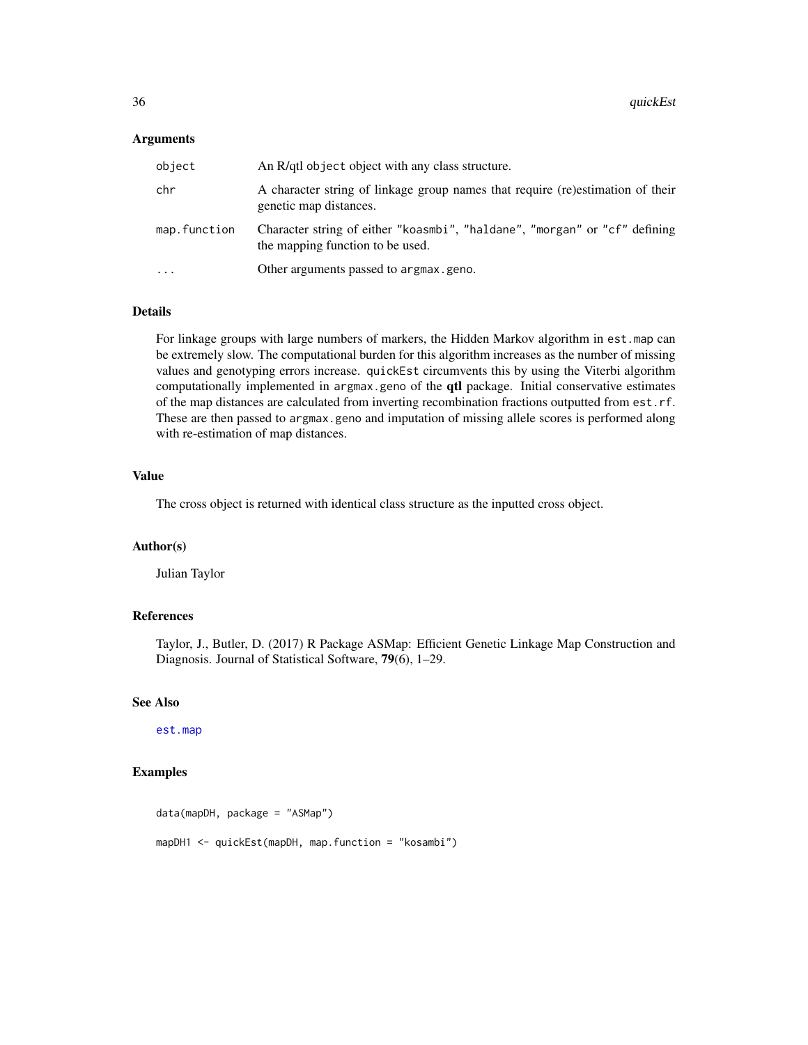## Arguments

| | |
|---|---|
| `object` | An R/qtl `object` object with any class structure. |
| `chr` | A character string of linkage group names that require (re)estimation of their genetic map distances. |
| `map.function` | Character string of either `"koasmbi"`, `"haldane"`, `"morgan"` or `"cf"` defining the mapping function to be used. |
| `...` | Other arguments passed to `argmax.geno`. |

## Details

For linkage groups with large numbers of markers, the Hidden Markov algorithm in `est.map` can be extremely slow. The computational burden for this algorithm increases as the number of missing values and genotyping errors increase. `quickEst` circumvents this by using the Viterbi algorithm computationally implemented in `argmax.geno` of the **qtl** package. Initial conservative estimates of the map distances are calculated from inverting recombination fractions outputted from `est.rf`. These are then passed to `argmax.geno` and imputation of missing allele scores is performed along with re-estimation of map distances.

## Value

The cross object is returned with identical class structure as the inputted cross object.

## Author(s)

Julian Taylor

## References

Taylor, J., Butler, D. (2017) R Package ASMap: Efficient Genetic Linkage Map Construction and Diagnosis. Journal of Statistical Software, **79**(6), 1–29.

## See Also

`est.map`

## Examples

```
data(mapDH, package = "ASMap")

mapDH1 <- quickEst(mapDH, map.function = "kosambi")
```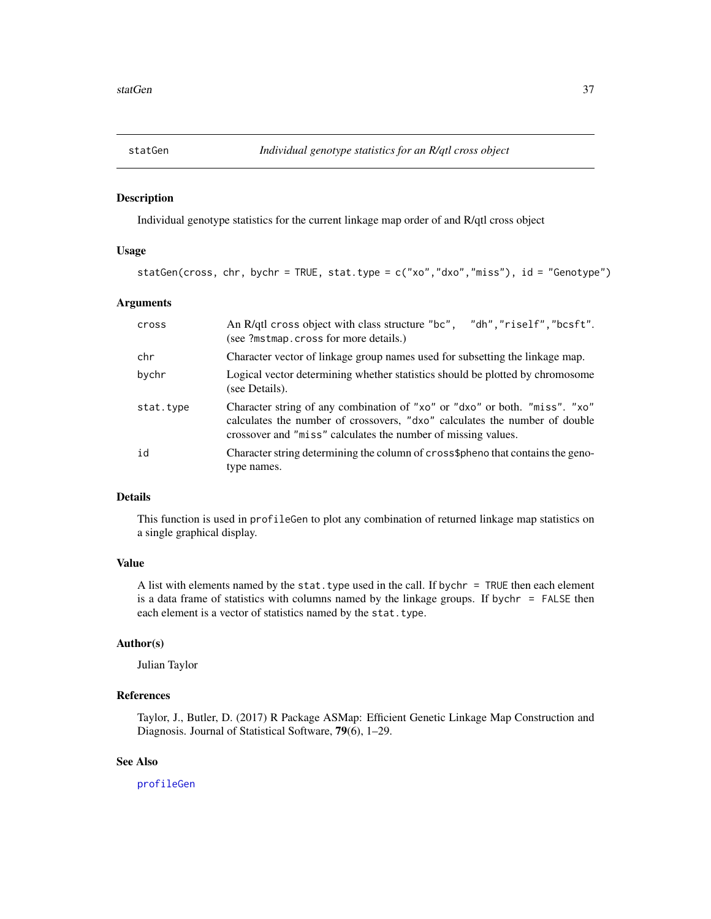# statGen — *Individual genotype statistics for an R/qtl cross object*

## Description

Individual genotype statistics for the current linkage map order of and R/qtl cross object

## Usage

```
statGen(cross, chr, bychr = TRUE, stat.type = c("xo","dxo","miss"), id = "Genotype")
```

## Arguments

| | |
|---|---|
| `cross` | An R/qtl `cross` object with class structure `"bc"`, `"dh"`,`"riself"`,`"bcsft"`. (see `?mstmap.cross` for more details.) |
| `chr` | Character vector of linkage group names used for subsetting the linkage map. |
| `bychr` | Logical vector determining whether statistics should be plotted by chromosome (see Details). |
| `stat.type` | Character string of any combination of `"xo"` or `"dxo"` or both. `"miss"`. `"xo"` calculates the number of crossovers, `"dxo"` calculates the number of double crossover and `"miss"` calculates the number of missing values. |
| `id` | Character string determining the column of `cross$pheno` that contains the genotype names. |

## Details

This function is used in `profileGen` to plot any combination of returned linkage map statistics on a single graphical display.

## Value

A list with elements named by the `stat.type` used in the call. If `bychr = TRUE` then each element is a data frame of statistics with columns named by the linkage groups. If `bychr = FALSE` then each element is a vector of statistics named by the `stat.type`.

## Author(s)

Julian Taylor

## References

Taylor, J., Butler, D. (2017) R Package ASMap: Efficient Genetic Linkage Map Construction and Diagnosis. Journal of Statistical Software, **79**(6), 1–29.

## See Also

`profileGen`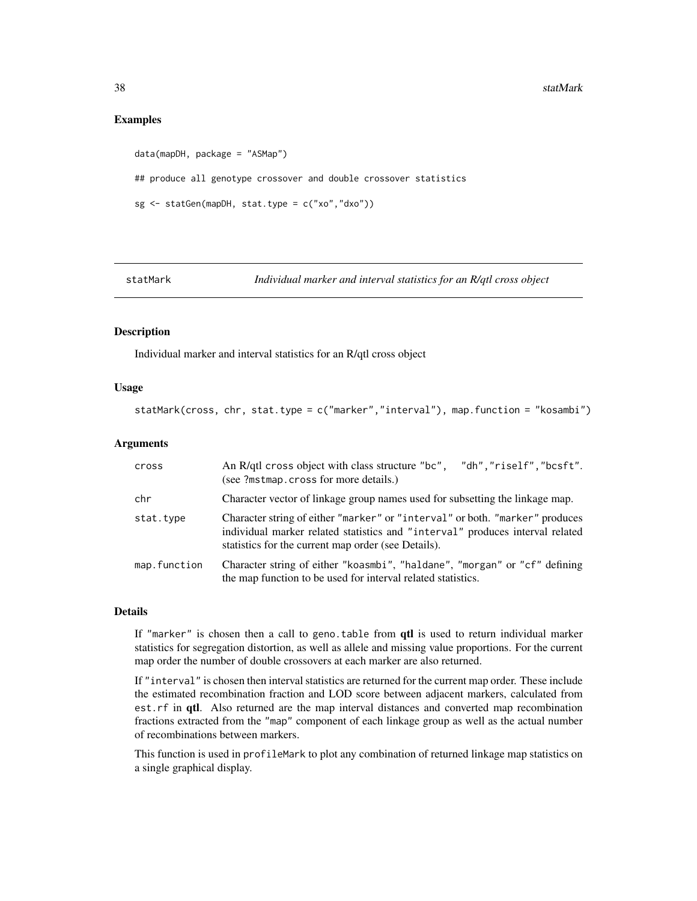## Examples

```
data(mapDH, package = "ASMap")

## produce all genotype crossover and double crossover statistics

sg <- statGen(mapDH, stat.type = c("xo","dxo"))
```

---

# statMark — *Individual marker and interval statistics for an R/qtl cross object*

---

### Description

Individual marker and interval statistics for an R/qtl cross object

### Usage

```
statMark(cross, chr, stat.type = c("marker","interval"), map.function = "kosambi")
```

### Arguments

| | |
|---|---|
| cross | An R/qtl cross object with class structure "bc", "dh","riself","bcsft". (see ?mstmap.cross for more details.) |
| chr | Character vector of linkage group names used for subsetting the linkage map. |
| stat.type | Character string of either "marker" or "interval" or both. "marker" produces individual marker related statistics and "interval" produces interval related statistics for the current map order (see Details). |
| map.function | Character string of either "koasmbi", "haldane", "morgan" or "cf" defining the map function to be used for interval related statistics. |

### Details

If "marker" is chosen then a call to geno.table from **qtl** is used to return individual marker statistics for segregation distortion, as well as allele and missing value proportions. For the current map order the number of double crossovers at each marker are also returned.

If "interval" is chosen then interval statistics are returned for the current map order. These include the estimated recombination fraction and LOD score between adjacent markers, calculated from est.rf in **qtl**. Also returned are the map interval distances and converted map recombination fractions extracted from the "map" component of each linkage group as well as the actual number of recombinations between markers.

This function is used in profileMark to plot any combination of returned linkage map statistics on a single graphical display.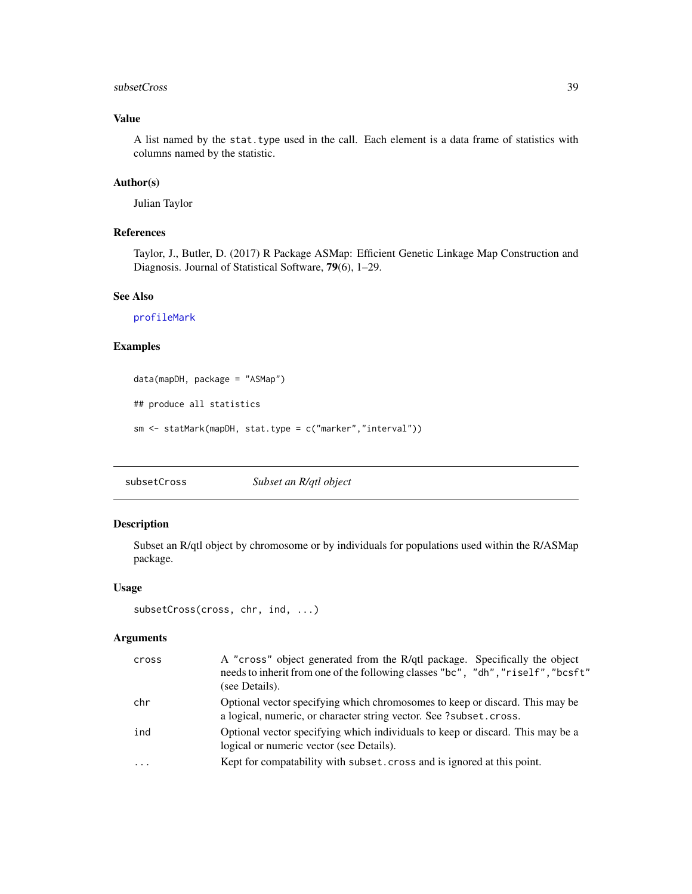### Value

A list named by the `stat.type` used in the call. Each element is a data frame of statistics with columns named by the statistic.

### Author(s)

Julian Taylor

### References

Taylor, J., Butler, D. (2017) R Package ASMap: Efficient Genetic Linkage Map Construction and Diagnosis. Journal of Statistical Software, **79**(6), 1–29.

### See Also

`profileMark`

### Examples

```
data(mapDH, package = "ASMap")

## produce all statistics

sm <- statMark(mapDH, stat.type = c("marker","interval"))
```

---

## subsetCross *Subset an R/qtl object*

### Description

Subset an R/qtl object by chromosome or by individuals for populations used within the R/ASMap package.

### Usage

```
subsetCross(cross, chr, ind, ...)
```

### Arguments

| | |
|---|---|
| `cross` | A `"cross"` object generated from the R/qtl package. Specifically the object needs to inherit from one of the following classes `"bc"`, `"dh"`, `"riself"`, `"bcsft"` (see Details). |
| `chr` | Optional vector specifying which chromosomes to keep or discard. This may be a logical, numeric, or character string vector. See `?subset.cross`. |
| `ind` | Optional vector specifying which individuals to keep or discard. This may be a logical or numeric vector (see Details). |
| `...` | Kept for compatability with `subset.cross` and is ignored at this point. |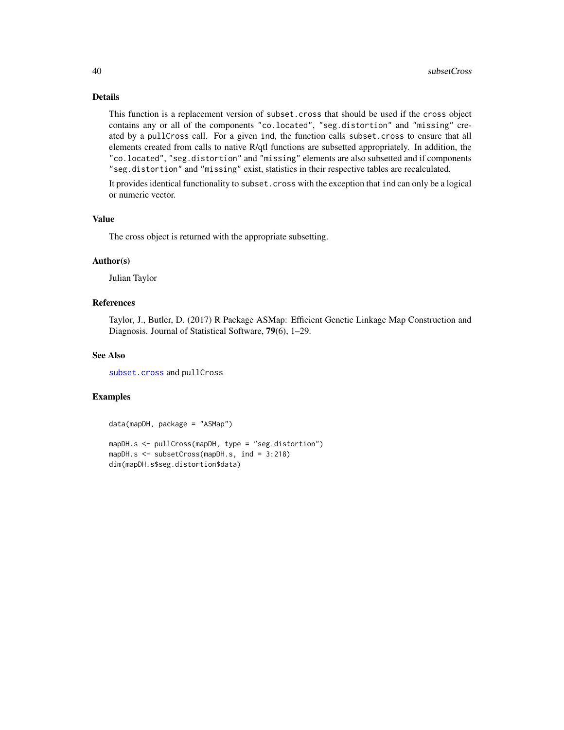## Details

This function is a replacement version of `subset.cross` that should be used if the `cross` object contains any or all of the components `"co.located"`, `"seg.distortion"` and `"missing"` created by a `pullCross` call. For a given `ind`, the function calls `subset.cross` to ensure that all elements created from calls to native R/qtl functions are subsetted appropriately. In addition, the `"co.located"`, `"seg.distortion"` and `"missing"` elements are also subsetted and if components `"seg.distortion"` and `"missing"` exist, statistics in their respective tables are recalculated.

It provides identical functionality to `subset.cross` with the exception that `ind` can only be a logical or numeric vector.

## Value

The cross object is returned with the appropriate subsetting.

## Author(s)

Julian Taylor

## References

Taylor, J., Butler, D. (2017) R Package ASMap: Efficient Genetic Linkage Map Construction and Diagnosis. Journal of Statistical Software, **79**(6), 1–29.

## See Also

`subset.cross` and `pullCross`

## Examples

```
data(mapDH, package = "ASMap")

mapDH.s <- pullCross(mapDH, type = "seg.distortion")
mapDH.s <- subsetCross(mapDH.s, ind = 3:218)
dim(mapDH.s$seg.distortion$data)
```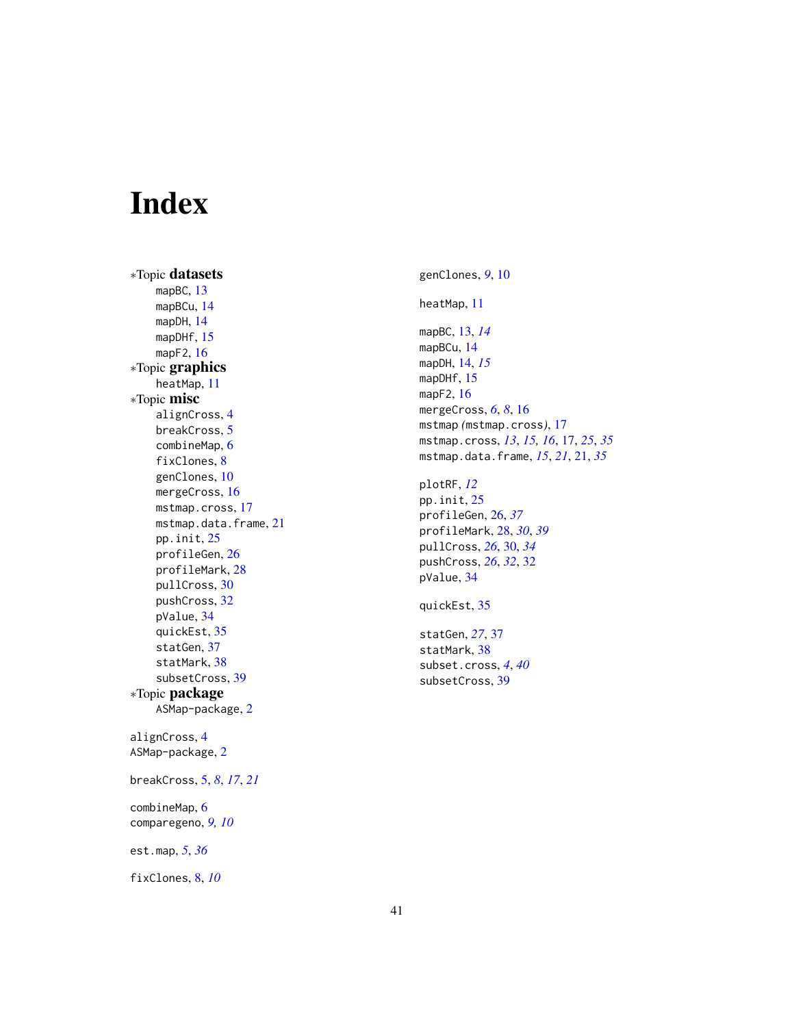# Index

∗Topic **datasets**

- mapBC, 13
- mapBCu, 14
- mapDH, 14
- mapDHf, 15
- mapF2, 16

∗Topic **graphics**

- heatMap, 11

∗Topic **misc**

- alignCross, 4
- breakCross, 5
- combineMap, 6
- fixClones, 8
- genClones, 10
- mergeCross, 16
- mstmap.cross, 17
- mstmap.data.frame, 21
- pp.init, 25
- profileGen, 26
- profileMark, 28
- pullCross, 30
- pushCross, 32
- pValue, 34
- quickEst, 35
- statGen, 37
- statMark, 38
- subsetCross, 39

∗Topic **package**

- ASMap-package, 2

alignCross, 4
ASMap-package, 2

breakCross, 5, *8*, *17*, *21*

combineMap, 6
comparegeno, *9, 10*

est.map, *5*, *36*

fixClones, 8, *10*

genClones, *9*, 10

heatMap, 11

mapBC, 13, *14*
mapBCu, 14
mapDH, 14, *15*
mapDHf, 15
mapF2, 16
mergeCross, *6*, *8*, 16
mstmap *(*mstmap.cross*)*, 17
mstmap.cross, *13*, *15, 16*, 17, *25*, *35*
mstmap.data.frame, *15*, *21*, 21, *35*

plotRF, *12*
pp.init, 25
profileGen, 26, *37*
profileMark, 28, *30*, *39*
pullCross, *26*, 30, *34*
pushCross, *26*, *32*, 32
pValue, 34

quickEst, 35

statGen, *27*, 37
statMark, 38
subset.cross, *4*, *40*
subsetCross, 39